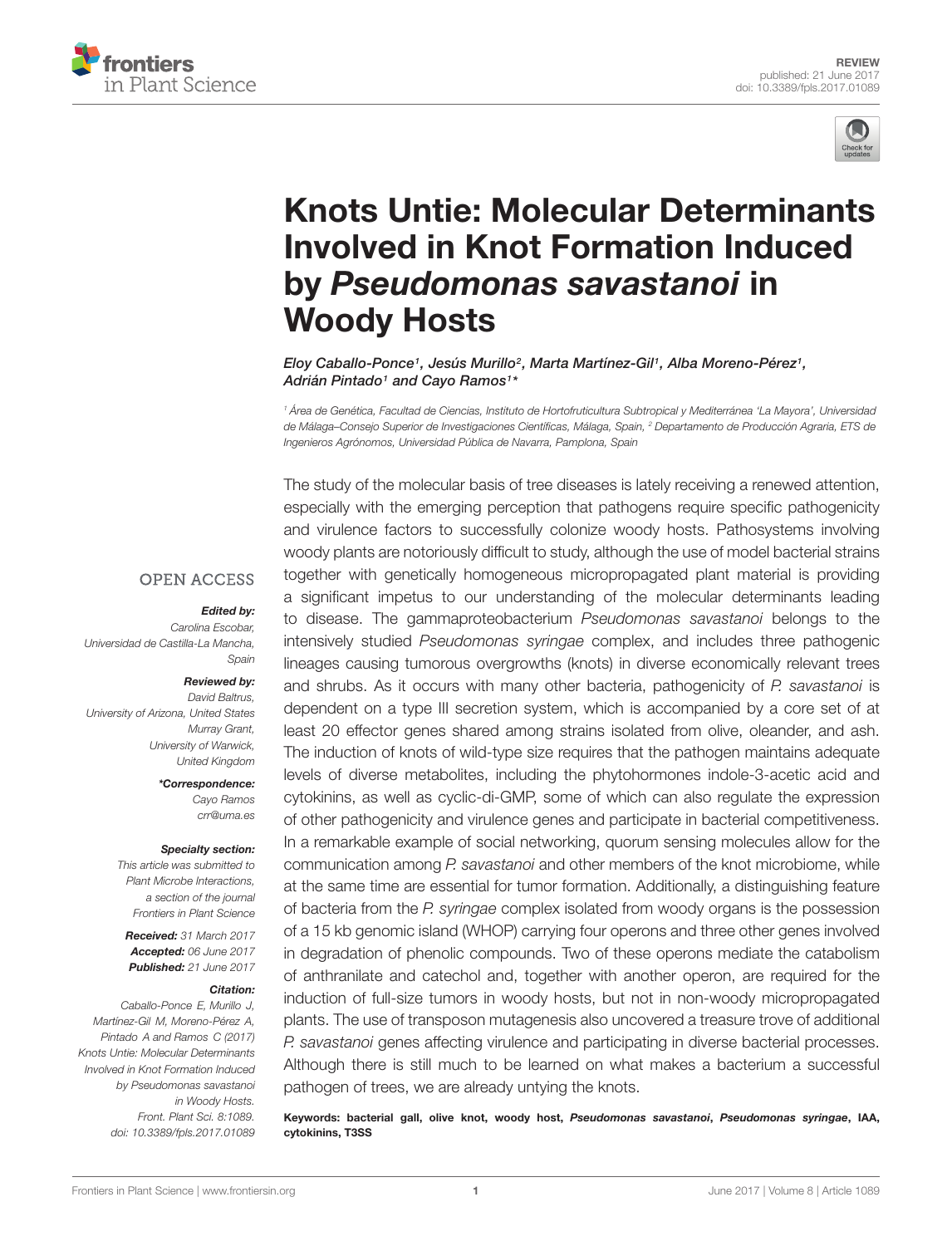REVIEW
published: 21 June 2017
doi: 10.3389/fpls.2017.01089

# Knots Untie: Molecular Determinants Involved in Knot Formation Induced by *Pseudomonas savastanoi* in Woody Hosts

*Eloy Caballo-Ponce[1], Jesús Murillo[2], Marta Martínez-Gil[1], Alba Moreno-Pérez[1], Adrián Pintado[1] and Cayo Ramos[1]\**

[1] Área de Genética, Facultad de Ciencias, Instituto de Hortofruticultura Subtropical y Mediterránea 'La Mayora', Universidad de Málaga–Consejo Superior de Investigaciones Científicas, Málaga, Spain, [2] Departamento de Producción Agraria, ETS de Ingenieros Agrónomos, Universidad Pública de Navarra, Pamplona, Spain

OPEN ACCESS

***Edited by:***
Carolina Escobar,
Universidad de Castilla-La Mancha,
Spain

***Reviewed by:***
David Baltrus,
University of Arizona, United States
Murray Grant,
University of Warwick,
United Kingdom

***\*Correspondence:***
Cayo Ramos
crr@uma.es

***Specialty section:***
This article was submitted to Plant Microbe Interactions, a section of the journal Frontiers in Plant Science

***Received:*** 31 March 2017
***Accepted:*** 06 June 2017
***Published:*** 21 June 2017

***Citation:***
Caballo-Ponce E, Murillo J, Martínez-Gil M, Moreno-Pérez A, Pintado A and Ramos C (2017) Knots Untie: Molecular Determinants Involved in Knot Formation Induced by Pseudomonas savastanoi in Woody Hosts. Front. Plant Sci. 8:1089. doi: 10.3389/fpls.2017.01089

The study of the molecular basis of tree diseases is lately receiving a renewed attention, especially with the emerging perception that pathogens require specific pathogenicity and virulence factors to successfully colonize woody hosts. Pathosystems involving woody plants are notoriously difficult to study, although the use of model bacterial strains together with genetically homogeneous micropropagated plant material is providing a significant impetus to our understanding of the molecular determinants leading to disease. The gammaproteobacterium *Pseudomonas savastanoi* belongs to the intensively studied *Pseudomonas syringae* complex, and includes three pathogenic lineages causing tumorous overgrowths (knots) in diverse economically relevant trees and shrubs. As it occurs with many other bacteria, pathogenicity of *P. savastanoi* is dependent on a type III secretion system, which is accompanied by a core set of at least 20 effector genes shared among strains isolated from olive, oleander, and ash. The induction of knots of wild-type size requires that the pathogen maintains adequate levels of diverse metabolites, including the phytohormones indole-3-acetic acid and cytokinins, as well as cyclic-di-GMP, some of which can also regulate the expression of other pathogenicity and virulence genes and participate in bacterial competitiveness. In a remarkable example of social networking, quorum sensing molecules allow for the communication among *P. savastanoi* and other members of the knot microbiome, while at the same time are essential for tumor formation. Additionally, a distinguishing feature of bacteria from the *P. syringae* complex isolated from woody organs is the possession of a 15 kb genomic island (WHOP) carrying four operons and three other genes involved in degradation of phenolic compounds. Two of these operons mediate the catabolism of anthranilate and catechol and, together with another operon, are required for the induction of full-size tumors in woody hosts, but not in non-woody micropropagated plants. The use of transposon mutagenesis also uncovered a treasure trove of additional *P. savastanoi* genes affecting virulence and participating in diverse bacterial processes. Although there is still much to be learned on what makes a bacterium a successful pathogen of trees, we are already untying the knots.

**Keywords: bacterial gall, olive knot, woody host, *Pseudomonas savastanoi*, *Pseudomonas syringae*, IAA, cytokinins, T3SS**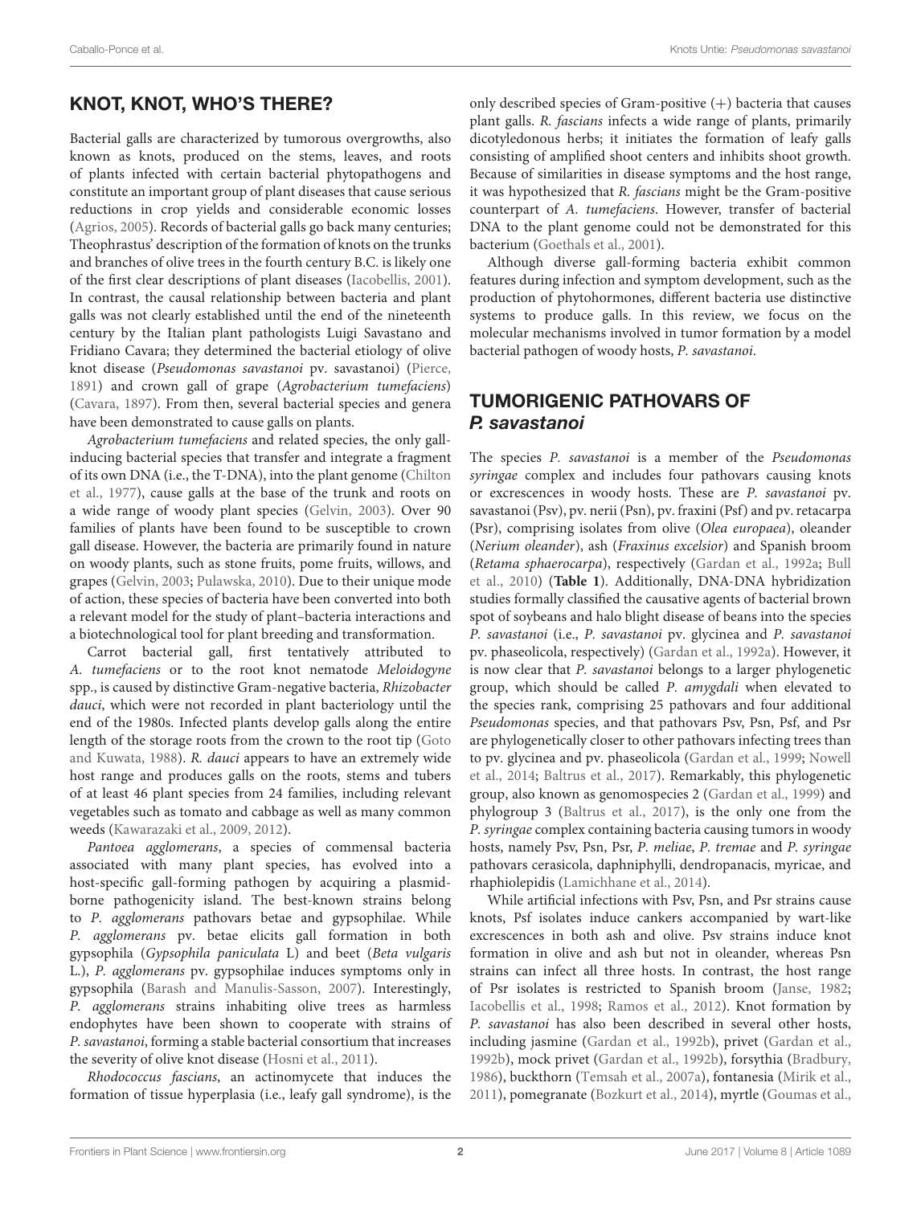## KNOT, KNOT, WHO'S THERE?

Bacterial galls are characterized by tumorous overgrowths, also known as knots, produced on the stems, leaves, and roots of plants infected with certain bacterial phytopathogens and constitute an important group of plant diseases that cause serious reductions in crop yields and considerable economic losses (Agrios, 2005). Records of bacterial galls go back many centuries; Theophrastus' description of the formation of knots on the trunks and branches of olive trees in the fourth century B.C. is likely one of the first clear descriptions of plant diseases (Iacobellis, 2001). In contrast, the causal relationship between bacteria and plant galls was not clearly established until the end of the nineteenth century by the Italian plant pathologists Luigi Savastano and Fridiano Cavara; they determined the bacterial etiology of olive knot disease (*Pseudomonas savastanoi* pv. savastanoi) (Pierce, 1891) and crown gall of grape (*Agrobacterium tumefaciens*) (Cavara, 1897). From then, several bacterial species and genera have been demonstrated to cause galls on plants.

*Agrobacterium tumefaciens* and related species, the only gall-inducing bacterial species that transfer and integrate a fragment of its own DNA (i.e., the T-DNA), into the plant genome (Chilton et al., 1977), cause galls at the base of the trunk and roots on a wide range of woody plant species (Gelvin, 2003). Over 90 families of plants have been found to be susceptible to crown gall disease. However, the bacteria are primarily found in nature on woody plants, such as stone fruits, pome fruits, willows, and grapes (Gelvin, 2003; Pulawska, 2010). Due to their unique mode of action, these species of bacteria have been converted into both a relevant model for the study of plant–bacteria interactions and a biotechnological tool for plant breeding and transformation.

Carrot bacterial gall, first tentatively attributed to *A. tumefaciens* or to the root knot nematode *Meloidogyne* spp., is caused by distinctive Gram-negative bacteria, *Rhizobacter dauci*, which were not recorded in plant bacteriology until the end of the 1980s. Infected plants develop galls along the entire length of the storage roots from the crown to the root tip (Goto and Kuwata, 1988). *R. dauci* appears to have an extremely wide host range and produces galls on the roots, stems and tubers of at least 46 plant species from 24 families, including relevant vegetables such as tomato and cabbage as well as many common weeds (Kawarazaki et al., 2009, 2012).

*Pantoea agglomerans*, a species of commensal bacteria associated with many plant species, has evolved into a host-specific gall-forming pathogen by acquiring a plasmid-borne pathogenicity island. The best-known strains belong to *P. agglomerans* pathovars betae and gypsophilae. While *P. agglomerans* pv. betae elicits gall formation in both gypsophila (*Gypsophila paniculata* L) and beet (*Beta vulgaris* L.), *P. agglomerans* pv. gypsophilae induces symptoms only in gypsophila (Barash and Manulis-Sasson, 2007). Interestingly, *P. agglomerans* strains inhabiting olive trees as harmless endophytes have been shown to cooperate with strains of *P. savastanoi*, forming a stable bacterial consortium that increases the severity of olive knot disease (Hosni et al., 2011).

*Rhodococcus fascians*, an actinomycete that induces the formation of tissue hyperplasia (i.e., leafy gall syndrome), is the only described species of Gram-positive (+) bacteria that causes plant galls. *R. fascians* infects a wide range of plants, primarily dicotyledonous herbs; it initiates the formation of leafy galls consisting of amplified shoot centers and inhibits shoot growth. Because of similarities in disease symptoms and the host range, it was hypothesized that *R. fascians* might be the Gram-positive counterpart of *A. tumefaciens*. However, transfer of bacterial DNA to the plant genome could not be demonstrated for this bacterium (Goethals et al., 2001).

Although diverse gall-forming bacteria exhibit common features during infection and symptom development, such as the production of phytohormones, different bacteria use distinctive systems to produce galls. In this review, we focus on the molecular mechanisms involved in tumor formation by a model bacterial pathogen of woody hosts, *P. savastanoi*.

## TUMORIGENIC PATHOVARS OF *P. savastanoi*

The species *P. savastanoi* is a member of the *Pseudomonas syringae* complex and includes four pathovars causing knots or excrescences in woody hosts. These are *P. savastanoi* pv. savastanoi (Psv), pv. nerii (Psn), pv. fraxini (Psf) and pv. retacarpa (Psr), comprising isolates from olive (*Olea europaea*), oleander (*Nerium oleander*), ash (*Fraxinus excelsior*) and Spanish broom (*Retama sphaerocarpa*), respectively (Gardan et al., 1992a; Bull et al., 2010) (**Table 1**). Additionally, DNA-DNA hybridization studies formally classified the causative agents of bacterial brown spot of soybeans and halo blight disease of beans into the species *P. savastanoi* (i.e., *P. savastanoi* pv. glycinea and *P. savastanoi* pv. phaseolicola, respectively) (Gardan et al., 1992a). However, it is now clear that *P. savastanoi* belongs to a larger phylogenetic group, which should be called *P. amygdali* when elevated to the species rank, comprising 25 pathovars and four additional *Pseudomonas* species, and that pathovars Psv, Psn, Psf, and Psr are phylogenetically closer to other pathovars infecting trees than to pv. glycinea and pv. phaseolicola (Gardan et al., 1999; Nowell et al., 2014; Baltrus et al., 2017). Remarkably, this phylogenetic group, also known as genomospecies 2 (Gardan et al., 1999) and phylogroup 3 (Baltrus et al., 2017), is the only one from the *P. syringae* complex containing bacteria causing tumors in woody hosts, namely Psv, Psn, Psr, *P. meliae*, *P. tremae* and *P. syringae* pathovars cerasicola, daphniphylli, dendropanacis, myricae, and rhaphiolepidis (Lamichhane et al., 2014).

While artificial infections with Psv, Psn, and Psr strains cause knots, Psf isolates induce cankers accompanied by wart-like excrescences in both ash and olive. Psv strains induce knot formation in olive and ash but not in oleander, whereas Psn strains can infect all three hosts. In contrast, the host range of Psr isolates is restricted to Spanish broom (Janse, 1982; Iacobellis et al., 1998; Ramos et al., 2012). Knot formation by *P. savastanoi* has also been described in several other hosts, including jasmine (Gardan et al., 1992b), privet (Gardan et al., 1992b), mock privet (Gardan et al., 1992b), forsythia (Bradbury, 1986), buckthorn (Temsah et al., 2007a), fontanesia (Mirik et al., 2011), pomegranate (Bozkurt et al., 2014), myrtle (Goumas et al.,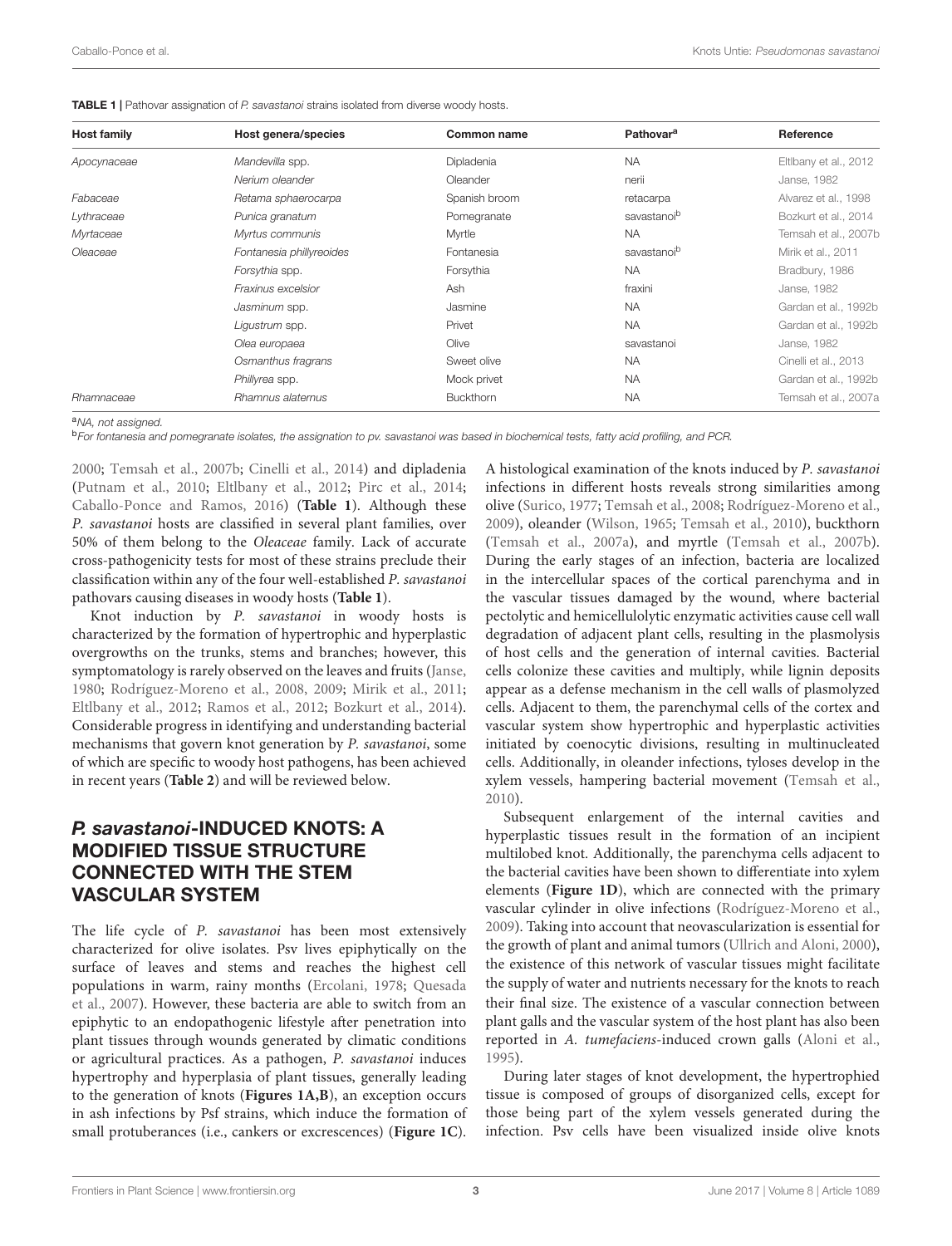**TABLE 1 |** Pathovar assignation of *P. savastanoi* strains isolated from diverse woody hosts.

| Host family | Host genera/species | Common name | Pathovar[a] | Reference |
|---|---|---|---|---|
| *Apocynaceae* | *Mandevilla* spp. | Dipladenia | NA | Eltlbany et al., 2012 |
| | *Nerium oleander* | Oleander | nerii | Janse, 1982 |
| *Fabaceae* | *Retama sphaerocarpa* | Spanish broom | retacarpa | Alvarez et al., 1998 |
| *Lythraceae* | *Punica granatum* | Pomegranate | savastanoi[b] | Bozkurt et al., 2014 |
| *Myrtaceae* | *Myrtus communis* | Myrtle | NA | Temsah et al., 2007b |
| *Oleaceae* | *Fontanesia phillyreoides* | Fontanesia | savastanoi[b] | Mirik et al., 2011 |
| | *Forsythia* spp. | Forsythia | NA | Bradbury, 1986 |
| | *Fraxinus excelsior* | Ash | fraxini | Janse, 1982 |
| | *Jasminum* spp. | Jasmine | NA | Gardan et al., 1992b |
| | *Ligustrum* spp. | Privet | NA | Gardan et al., 1992b |
| | *Olea europaea* | Olive | savastanoi | Janse, 1982 |
| | *Osmanthus fragrans* | Sweet olive | NA | Cinelli et al., 2013 |
| | *Phillyrea* spp. | Mock privet | NA | Gardan et al., 1992b |
| *Rhamnaceae* | *Rhamnus alaternus* | Buckthorn | NA | Temsah et al., 2007a |

[a] *NA, not assigned.*

[b] *For fontanesia and pomegranate isolates, the assignation to pv. savastanoi was based in biochemical tests, fatty acid profiling, and PCR.*

2000; Temsah et al., 2007b; Cinelli et al., 2014) and dipladenia (Putnam et al., 2010; Eltlbany et al., 2012; Pirc et al., 2014; Caballo-Ponce and Ramos, 2016) (**Table 1**). Although these *P. savastanoi* hosts are classified in several plant families, over 50% of them belong to the *Oleaceae* family. Lack of accurate cross-pathogenicity tests for most of these strains preclude their classification within any of the four well-established *P. savastanoi* pathovars causing diseases in woody hosts (**Table 1**).

Knot induction by *P. savastanoi* in woody hosts is characterized by the formation of hypertrophic and hyperplastic overgrowths on the trunks, stems and branches; however, this symptomatology is rarely observed on the leaves and fruits (Janse, 1980; Rodríguez-Moreno et al., 2008, 2009; Mirik et al., 2011; Eltlbany et al., 2012; Ramos et al., 2012; Bozkurt et al., 2014). Considerable progress in identifying and understanding bacterial mechanisms that govern knot generation by *P. savastanoi*, some of which are specific to woody host pathogens, has been achieved in recent years (**Table 2**) and will be reviewed below.

## *P. savastanoi*-INDUCED KNOTS: A MODIFIED TISSUE STRUCTURE CONNECTED WITH THE STEM VASCULAR SYSTEM

The life cycle of *P. savastanoi* has been most extensively characterized for olive isolates. Psv lives epiphytically on the surface of leaves and stems and reaches the highest cell populations in warm, rainy months (Ercolani, 1978; Quesada et al., 2007). However, these bacteria are able to switch from an epiphytic to an endopathogenic lifestyle after penetration into plant tissues through wounds generated by climatic conditions or agricultural practices. As a pathogen, *P. savastanoi* induces hypertrophy and hyperplasia of plant tissues, generally leading to the generation of knots (**Figures 1A,B**), an exception occurs in ash infections by Psf strains, which induce the formation of small protuberances (i.e., cankers or excrescences) (**Figure 1C**).

A histological examination of the knots induced by *P. savastanoi* infections in different hosts reveals strong similarities among olive (Surico, 1977; Temsah et al., 2008; Rodríguez-Moreno et al., 2009), oleander (Wilson, 1965; Temsah et al., 2010), buckthorn (Temsah et al., 2007a), and myrtle (Temsah et al., 2007b). During the early stages of an infection, bacteria are localized in the intercellular spaces of the cortical parenchyma and in the vascular tissues damaged by the wound, where bacterial pectolytic and hemicellulolytic enzymatic activities cause cell wall degradation of adjacent plant cells, resulting in the plasmolysis of host cells and the generation of internal cavities. Bacterial cells colonize these cavities and multiply, while lignin deposits appear as a defense mechanism in the cell walls of plasmolyzed cells. Adjacent to them, the parenchymal cells of the cortex and vascular system show hypertrophic and hyperplastic activities initiated by coenocytic divisions, resulting in multinucleated cells. Additionally, in oleander infections, tyloses develop in the xylem vessels, hampering bacterial movement (Temsah et al., 2010).

Subsequent enlargement of the internal cavities and hyperplastic tissues result in the formation of an incipient multilobed knot. Additionally, the parenchyma cells adjacent to the bacterial cavities have been shown to differentiate into xylem elements (**Figure 1D**), which are connected with the primary vascular cylinder in olive infections (Rodríguez-Moreno et al., 2009). Taking into account that neovascularization is essential for the growth of plant and animal tumors (Ullrich and Aloni, 2000), the existence of this network of vascular tissues might facilitate the supply of water and nutrients necessary for the knots to reach their final size. The existence of a vascular connection between plant galls and the vascular system of the host plant has also been reported in *A. tumefaciens*-induced crown galls (Aloni et al., 1995).

During later stages of knot development, the hypertrophied tissue is composed of groups of disorganized cells, except for those being part of the xylem vessels generated during the infection. Psv cells have been visualized inside olive knots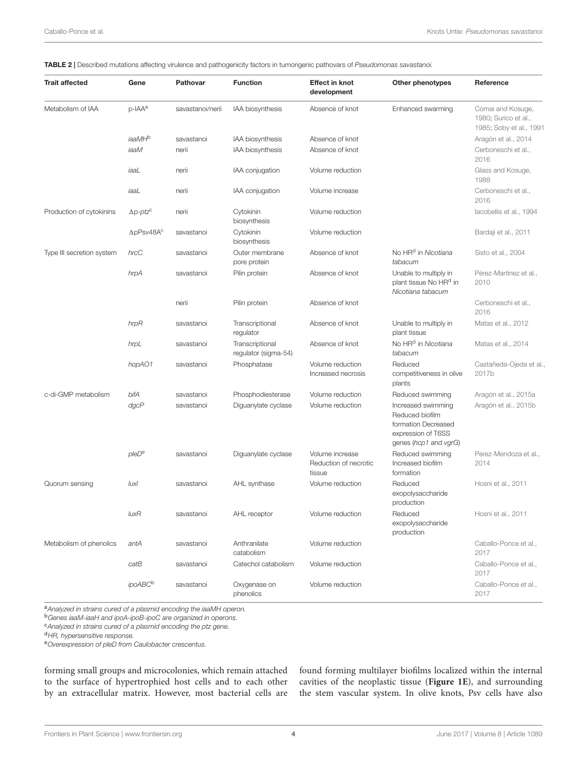**TABLE 2 |** Described mutations affecting virulence and pathogenicity factors in tumorigenic pathovars of *Pseudomonas savastanoi*.

| Trait affected | Gene | Pathovar | Function | Effect in knot development | Other phenotypes | Reference |
|---|---|---|---|---|---|---|
| Metabolism of IAA | p-IAA[a] | savastanoi/nerii | IAA biosynthesis | Absence of knot | Enhanced swarming | Comai and Kosuge, 1980; Surico et al., 1985; Soby et al., 1991 |
| | *iaaMH*[b] | savastanoi | IAA biosynthesis | Absence of knot | | Aragón et al., 2014 |
| | *iaaM* | nerii | IAA biosynthesis | Absence of knot | | Cerboneschi et al., 2016 |
| | *iaaL* | nerii | IAA conjugation | Volume reduction | | Glass and Kosuge, 1988 |
| | *iaaL* | nerii | IAA conjugation | Volume increase | | Cerboneschi et al., 2016 |
| Production of cytokinins | Δp-*ptz*[c] | nerii | Cytokinin biosynthesis | Volume reduction | | Iacobellis et al., 1994 |
| | ΔpPsv48A[c] | savastanoi | Cytokinin biosynthesis | Volume reduction | | Bardaji et al., 2011 |
| Type III secretion system | *hrcC* | savastanoi | Outer membrane pore protein | Absence of knot | No HR[d] in *Nicotiana tabacum* | Sisto et al., 2004 |
| | *hrpA* | savastanoi | Pilin protein | Absence of knot | Unable to multiply in plant tissue No HR[d] in *Nicotiana tabacum* | Pérez-Martínez et al., 2010 |
| | | nerii | Pilin protein | Absence of knot | | Cerboneschi et al., 2016 |
| | *hrpR* | savastanoi | Transcriptional regulator | Absence of knot | Unable to multiply in plant tissue | Matas et al., 2012 |
| | *hrpL* | savastanoi | Transcriptional regulator (sigma-54) | Absence of knot | No HR[d] in *Nicotiana tabacum* | Matas et al., 2014 |
| | *hopAO1* | savastanoi | Phosphatase | Volume reduction Increased necrosis | Reduced competitiveness in olive plants | Castañeda-Ojeda et al., 2017b |
| c-di-GMP metabolism | *bifA* | savastanoi | Phosphodiesterase | Volume reduction | Reduced swimming | Aragón et al., 2015a |
| | *dgcP* | savastanoi | Diguanylate cyclase | Volume reduction | Increased swimming Reduced biofilm formation Decreased expression of T6SS genes (*hcp1* and *vgrG*) | Aragón et al., 2015b |
| | *pleD*[e] | savastanoi | Diguanylate cyclase | Volume increase Reduction of necrotic tissue | Reduced swimming Increased biofilm formation | Perez-Mendoza et al., 2014 |
| Quorum sensing | *luxI* | savastanoi | AHL synthase | Volume reduction | Reduced exopolysaccharide production | Hosni et al., 2011 |
| | *luxR* | savastanoi | AHL receptor | Volume reduction | Reduced exopolysaccharide production | Hosni et al., 2011 |
| Metabolism of phenolics | *antA* | savastanoi | Anthranilate catabolism | Volume reduction | | Caballo-Ponce et al., 2017 |
| | *catB* | savastanoi | Catechol catabolism | Volume reduction | | Caballo-Ponce et al., 2017 |
| | *ipoABC*[b] | savastanoi | Oxygenase on phenolics | Volume reduction | | Caballo-Ponce et al., 2017 |

[a]*Analyzed in strains cured of a plasmid encoding the iaaMH operon.*
[b]*Genes iaaM-iaaH and ipoA-ipoB-ipoC are organized in operons.*
[c]*Analyzed in strains cured of a plasmid encoding the ptz gene.*
[d]*HR, hypersensitive response.*
[e]*Overexpression of pleD from Caulobacter crescentus.*

forming small groups and microcolonies, which remain attached to the surface of hypertrophied host cells and to each other by an extracellular matrix. However, most bacterial cells are found forming multilayer biofilms localized within the internal cavities of the neoplastic tissue (**Figure 1E**), and surrounding the stem vascular system. In olive knots, Psv cells have also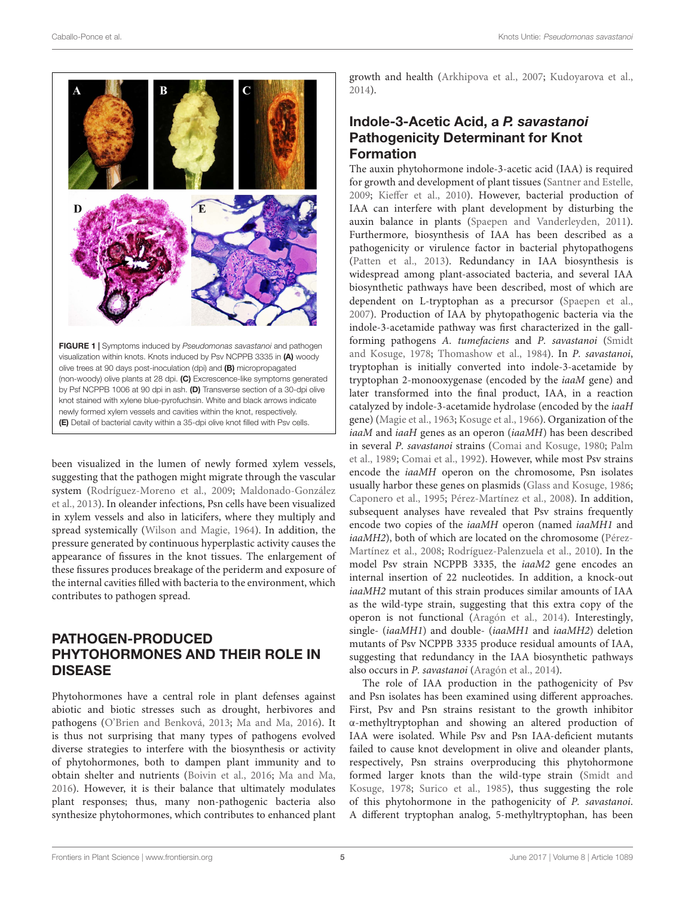FIGURE 1 | Symptoms induced by *Pseudomonas savastanoi* and pathogen visualization within knots. Knots induced by Psv NCPPB 3335 in **(A)** woody olive trees at 90 days post-inoculation (dpi) and **(B)** micropropagated (non-woody) olive plants at 28 dpi. **(C)** Excrescence-like symptoms generated by Psf NCPPB 1006 at 90 dpi in ash. **(D)** Transverse section of a 30-dpi olive knot stained with xylene blue-pyrofuchsin. White and black arrows indicate newly formed xylem vessels and cavities within the knot, respectively. **(E)** Detail of bacterial cavity within a 35-dpi olive knot filled with Psv cells.

been visualized in the lumen of newly formed xylem vessels, suggesting that the pathogen might migrate through the vascular system (Rodríguez-Moreno et al., 2009; Maldonado-González et al., 2013). In oleander infections, Psn cells have been visualized in xylem vessels and also in laticifers, where they multiply and spread systemically (Wilson and Magie, 1964). In addition, the pressure generated by continuous hyperplastic activity causes the appearance of fissures in the knot tissues. The enlargement of these fissures produces breakage of the periderm and exposure of the internal cavities filled with bacteria to the environment, which contributes to pathogen spread.

## PATHOGEN-PRODUCED PHYTOHORMONES AND THEIR ROLE IN DISEASE

Phytohormones have a central role in plant defenses against abiotic and biotic stresses such as drought, herbivores and pathogens (O'Brien and Benková, 2013; Ma and Ma, 2016). It is thus not surprising that many types of pathogens evolved diverse strategies to interfere with the biosynthesis or activity of phytohormones, both to dampen plant immunity and to obtain shelter and nutrients (Boivin et al., 2016; Ma and Ma, 2016). However, it is their balance that ultimately modulates plant responses; thus, many non-pathogenic bacteria also synthesize phytohormones, which contributes to enhanced plant growth and health (Arkhipova et al., 2007; Kudoyarova et al., 2014).

### Indole-3-Acetic Acid, a *P. savastanoi* Pathogenicity Determinant for Knot Formation

The auxin phytohormone indole-3-acetic acid (IAA) is required for growth and development of plant tissues (Santner and Estelle, 2009; Kieffer et al., 2010). However, bacterial production of IAA can interfere with plant development by disturbing the auxin balance in plants (Spaepen and Vanderleyden, 2011). Furthermore, biosynthesis of IAA has been described as a pathogenicity or virulence factor in bacterial phytopathogens (Patten et al., 2013). Redundancy in IAA biosynthesis is widespread among plant-associated bacteria, and several IAA biosynthetic pathways have been described, most of which are dependent on L-tryptophan as a precursor (Spaepen et al., 2007). Production of IAA by phytopathogenic bacteria via the indole-3-acetamide pathway was first characterized in the gall-forming pathogens *A. tumefaciens* and *P. savastanoi* (Smidt and Kosuge, 1978; Thomashow et al., 1984). In *P. savastanoi*, tryptophan is initially converted into indole-3-acetamide by tryptophan 2-monooxygenase (encoded by the *iaaM* gene) and later transformed into the final product, IAA, in a reaction catalyzed by indole-3-acetamide hydrolase (encoded by the *iaaH* gene) (Magie et al., 1963; Kosuge et al., 1966). Organization of the *iaaM* and *iaaH* genes as an operon (*iaaMH*) has been described in several *P. savastanoi* strains (Comai and Kosuge, 1980; Palm et al., 1989; Comai et al., 1992). However, while most Psv strains encode the *iaaMH* operon on the chromosome, Psn isolates usually harbor these genes on plasmids (Glass and Kosuge, 1986; Caponero et al., 1995; Pérez-Martínez et al., 2008). In addition, subsequent analyses have revealed that Psv strains frequently encode two copies of the *iaaMH* operon (named *iaaMH1* and *iaaMH2*), both of which are located on the chromosome (Pérez-Martínez et al., 2008; Rodríguez-Palenzuela et al., 2010). In the model Psv strain NCPPB 3335, the *iaaM2* gene encodes an internal insertion of 22 nucleotides. In addition, a knock-out *iaaMH2* mutant of this strain produces similar amounts of IAA as the wild-type strain, suggesting that this extra copy of the operon is not functional (Aragón et al., 2014). Interestingly, single- (*iaaMH1*) and double- (*iaaMH1* and *iaaMH2*) deletion mutants of Psv NCPPB 3335 produce residual amounts of IAA, suggesting that redundancy in the IAA biosynthetic pathways also occurs in *P. savastanoi* (Aragón et al., 2014).

The role of IAA production in the pathogenicity of Psv and Psn isolates has been examined using different approaches. First, Psv and Psn strains resistant to the growth inhibitor α-methyltryptophan and showing an altered production of IAA were isolated. While Psv and Psn IAA-deficient mutants failed to cause knot development in olive and oleander plants, respectively, Psn strains overproducing this phytohormone formed larger knots than the wild-type strain (Smidt and Kosuge, 1978; Surico et al., 1985), thus suggesting the role of this phytohormone in the pathogenicity of *P. savastanoi*. A different tryptophan analog, 5-methyltryptophan, has been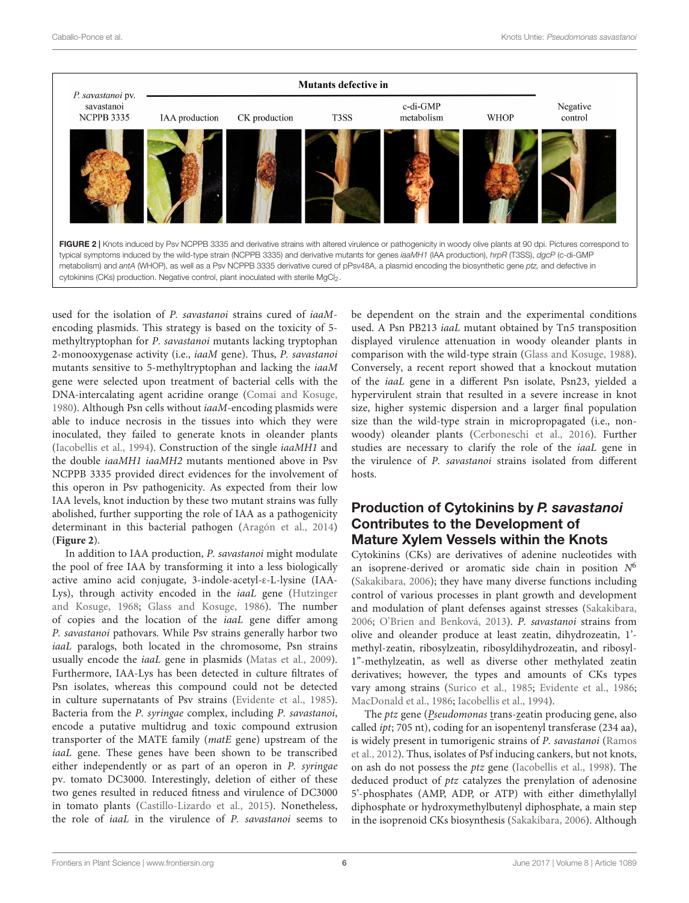**FIGURE 2 |** Knots induced by Psv NCPPB 3335 and derivative strains with altered virulence or pathogenicity in woody olive plants at 90 dpi. Pictures correspond to typical symptoms induced by the wild-type strain (NCPPB 3335) and derivative mutants for genes *iaaMH1* (IAA production), *hrpR* (T3SS), *dgcP* (c-di-GMP metabolism) and *antA* (WHOP), as well as a Psv NCPPB 3335 derivative cured of pPsv48A, a plasmid encoding the biosynthetic gene *ptz*, and defective in cytokinins (CKs) production. Negative control, plant inoculated with sterile $MgCl_2$.

used for the isolation of *P. savastanoi* strains cured of *iaaM*-encoding plasmids. This strategy is based on the toxicity of 5-methyltryptophan for *P. savastanoi* mutants lacking tryptophan 2-monooxygenase activity (i.e., *iaaM* gene). Thus, *P. savastanoi* mutants sensitive to 5-methyltryptophan and lacking the *iaaM* gene were selected upon treatment of bacterial cells with the DNA-intercalating agent acridine orange (Comai and Kosuge, 1980). Although Psn cells without *iaaM*-encoding plasmids were able to induce necrosis in the tissues into which they were inoculated, they failed to generate knots in oleander plants (Iacobellis et al., 1994). Construction of the single *iaaMH1* and the double *iaaMH1 iaaMH2* mutants mentioned above in Psv NCPPB 3335 provided direct evidences for the involvement of this operon in Psv pathogenicity. As expected from their low IAA levels, knot induction by these two mutant strains was fully abolished, further supporting the role of IAA as a pathogenicity determinant in this bacterial pathogen (Aragón et al., 2014) (**Figure 2**).

In addition to IAA production, *P. savastanoi* might modulate the pool of free IAA by transforming it into a less biologically active amino acid conjugate, 3-indole-acetyl-ε-L-lysine (IAA-Lys), through activity encoded in the *iaaL* gene (Hutzinger and Kosuge, 1968; Glass and Kosuge, 1986). The number of copies and the location of the *iaaL* gene differ among *P. savastanoi* pathovars. While Psv strains generally harbor two *iaaL* paralogs, both located in the chromosome, Psn strains usually encode the *iaaL* gene in plasmids (Matas et al., 2009). Furthermore, IAA-Lys has been detected in culture filtrates of Psn isolates, whereas this compound could not be detected in culture supernatants of Psv strains (Evidente et al., 1985). Bacteria from the *P. syringae* complex, including *P. savastanoi*, encode a putative multidrug and toxic compound extrusion transporter of the MATE family (*matE* gene) upstream of the *iaaL* gene. These genes have been shown to be transcribed either independently or as part of an operon in *P. syringae* pv. tomato DC3000. Interestingly, deletion of either of these two genes resulted in reduced fitness and virulence of DC3000 in tomato plants (Castillo-Lizardo et al., 2015). Nonetheless, the role of *iaaL* in the virulence of *P. savastanoi* seems to be dependent on the strain and the experimental conditions used. A Psn PB213 *iaaL* mutant obtained by Tn*5* transposition displayed virulence attenuation in woody oleander plants in comparison with the wild-type strain (Glass and Kosuge, 1988). Conversely, a recent report showed that a knockout mutation of the *iaaL* gene in a different Psn isolate, Psn23, yielded a hypervirulent strain that resulted in a severe increase in knot size, higher systemic dispersion and a larger final population size than the wild-type strain in micropropagated (i.e., non-woody) oleander plants (Cerboneschi et al., 2016). Further studies are necessary to clarify the role of the *iaaL* gene in the virulence of *P. savastanoi* strains isolated from different hosts.

## Production of Cytokinins by *P. savastanoi* Contributes to the Development of Mature Xylem Vessels within the Knots

Cytokinins (CKs) are derivatives of adenine nucleotides with an isoprene-derived or aromatic side chain in position $N^6$ (Sakakibara, 2006); they have many diverse functions including control of various processes in plant growth and development and modulation of plant defenses against stresses (Sakakibara, 2006; O'Brien and Benková, 2013). *P. savastanoi* strains from olive and oleander produce at least zeatin, dihydrozeatin, 1'-methyl-zeatin, ribosylzeatin, ribosyldihydrozeatin, and ribosyl-1''-methylzeatin, as well as diverse other methylated zeatin derivatives; however, the types and amounts of CKs types vary among strains (Surico et al., 1985; Evidente et al., 1986; MacDonald et al., 1986; Iacobellis et al., 1994).

The *ptz* gene (*P*seudomonas *t*rans-*z*eatin producing gene, also called *ipt*; 705 nt), coding for an isopentenyl transferase (234 aa), is widely present in tumorigenic strains of *P. savastanoi* (Ramos et al., 2012). Thus, isolates of Psf inducing cankers, but not knots, on ash do not possess the *ptz* gene (Iacobellis et al., 1998). The deduced product of *ptz* catalyzes the prenylation of adenosine 5'-phosphates (AMP, ADP, or ATP) with either dimethylallyl diphosphate or hydroxymethylbutenyl diphosphate, a main step in the isoprenoid CKs biosynthesis (Sakakibara, 2006). Although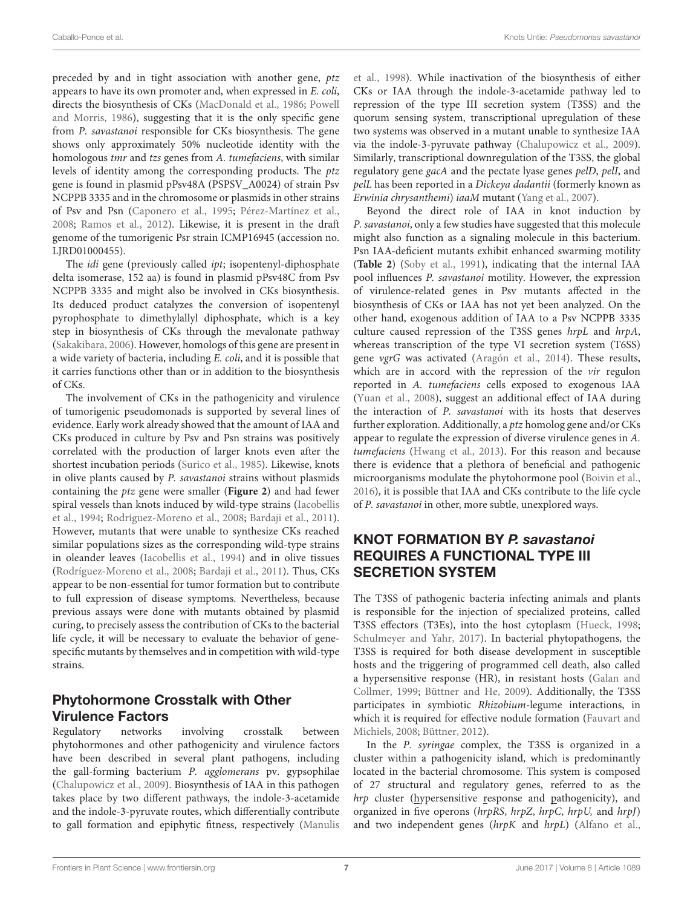preceded by and in tight association with another gene, *ptz* appears to have its own promoter and, when expressed in *E. coli*, directs the biosynthesis of CKs (MacDonald et al., 1986; Powell and Morris, 1986), suggesting that it is the only specific gene from *P. savastanoi* responsible for CKs biosynthesis. The gene shows only approximately 50% nucleotide identity with the homologous *tmr* and *tzs* genes from *A. tumefaciens*, with similar levels of identity among the corresponding products. The *ptz* gene is found in plasmid pPsv48A (PSPSV_A0024) of strain Psv NCPPB 3335 and in the chromosome or plasmids in other strains of Psv and Psn (Caponero et al., 1995; Pérez-Martínez et al., 2008; Ramos et al., 2012). Likewise, it is present in the draft genome of the tumorigenic Psr strain ICMP16945 (accession no. LJRD01000455).

The *idi* gene (previously called *ipt*; isopentenyl-diphosphate delta isomerase, 152 aa) is found in plasmid pPsv48C from Psv NCPPB 3335 and might also be involved in CKs biosynthesis. Its deduced product catalyzes the conversion of isopentenyl pyrophosphate to dimethylallyl diphosphate, which is a key step in biosynthesis of CKs through the mevalonate pathway (Sakakibara, 2006). However, homologs of this gene are present in a wide variety of bacteria, including *E. coli*, and it is possible that it carries functions other than or in addition to the biosynthesis of CKs.

The involvement of CKs in the pathogenicity and virulence of tumorigenic pseudomonads is supported by several lines of evidence. Early work already showed that the amount of IAA and CKs produced in culture by Psv and Psn strains was positively correlated with the production of larger knots even after the shortest incubation periods (Surico et al., 1985). Likewise, knots in olive plants caused by *P. savastanoi* strains without plasmids containing the *ptz* gene were smaller (**Figure 2**) and had fewer spiral vessels than knots induced by wild-type strains (Iacobellis et al., 1994; Rodríguez-Moreno et al., 2008; Bardaji et al., 2011). However, mutants that were unable to synthesize CKs reached similar populations sizes as the corresponding wild-type strains in oleander leaves (Iacobellis et al., 1994) and in olive tissues (Rodríguez-Moreno et al., 2008; Bardaji et al., 2011). Thus, CKs appear to be non-essential for tumor formation but to contribute to full expression of disease symptoms. Nevertheless, because previous assays were done with mutants obtained by plasmid curing, to precisely assess the contribution of CKs to the bacterial life cycle, it will be necessary to evaluate the behavior of gene-specific mutants by themselves and in competition with wild-type strains.

### Phytohormone Crosstalk with Other Virulence Factors

Regulatory networks involving crosstalk between phytohormones and other pathogenicity and virulence factors have been described in several plant pathogens, including the gall-forming bacterium *P. agglomerans* pv. gypsophilae (Chalupowicz et al., 2009). Biosynthesis of IAA in this pathogen takes place by two different pathways, the indole-3-acetamide and the indole-3-pyruvate routes, which differentially contribute to gall formation and epiphytic fitness, respectively (Manulis et al., 1998). While inactivation of the biosynthesis of either CKs or IAA through the indole-3-acetamide pathway led to repression of the type III secretion system (T3SS) and the quorum sensing system, transcriptional upregulation of these two systems was observed in a mutant unable to synthesize IAA via the indole-3-pyruvate pathway (Chalupowicz et al., 2009). Similarly, transcriptional downregulation of the T3SS, the global regulatory gene *gacA* and the pectate lyase genes *pelD*, *pelI*, and *pelL* has been reported in a *Dickeya dadantii* (formerly known as *Erwinia chrysanthemi*) *iaaM* mutant (Yang et al., 2007).

Beyond the direct role of IAA in knot induction by *P. savastanoi*, only a few studies have suggested that this molecule might also function as a signaling molecule in this bacterium. Psn IAA-deficient mutants exhibit enhanced swarming motility (**Table 2**) (Soby et al., 1991), indicating that the internal IAA pool influences *P. savastanoi* motility. However, the expression of virulence-related genes in Psv mutants affected in the biosynthesis of CKs or IAA has not yet been analyzed. On the other hand, exogenous addition of IAA to a Psv NCPPB 3335 culture caused repression of the T3SS genes *hrpL* and *hrpA*, whereas transcription of the type VI secretion system (T6SS) gene *vgrG* was activated (Aragón et al., 2014). These results, which are in accord with the repression of the *vir* regulon reported in *A. tumefaciens* cells exposed to exogenous IAA (Yuan et al., 2008), suggest an additional effect of IAA during the interaction of *P. savastanoi* with its hosts that deserves further exploration. Additionally, a *ptz* homolog gene and/or CKs appear to regulate the expression of diverse virulence genes in *A. tumefaciens* (Hwang et al., 2013). For this reason and because there is evidence that a plethora of beneficial and pathogenic microorganisms modulate the phytohormone pool (Boivin et al., 2016), it is possible that IAA and CKs contribute to the life cycle of *P. savastanoi* in other, more subtle, unexplored ways.

## KNOT FORMATION BY *P. savastanoi* REQUIRES A FUNCTIONAL TYPE III SECRETION SYSTEM

The T3SS of pathogenic bacteria infecting animals and plants is responsible for the injection of specialized proteins, called T3SS effectors (T3Es), into the host cytoplasm (Hueck, 1998; Schulmeyer and Yahr, 2017). In bacterial phytopathogens, the T3SS is required for both disease development in susceptible hosts and the triggering of programmed cell death, also called a hypersensitive response (HR), in resistant hosts (Galan and Collmer, 1999; Büttner and He, 2009). Additionally, the T3SS participates in symbiotic *Rhizobium*-legume interactions, in which it is required for effective nodule formation (Fauvart and Michiels, 2008; Büttner, 2012).

In the *P. syringae* complex, the T3SS is organized in a cluster within a pathogenicity island, which is predominantly located in the bacterial chromosome. This system is composed of 27 structural and regulatory genes, referred to as the *hrp* cluster (hypersensitive response and pathogenicity), and organized in five operons (*hrpRS*, *hrpZ*, *hrpC*, *hrpU,* and *hrpJ*) and two independent genes (*hrpK* and *hrpL*) (Alfano et al.,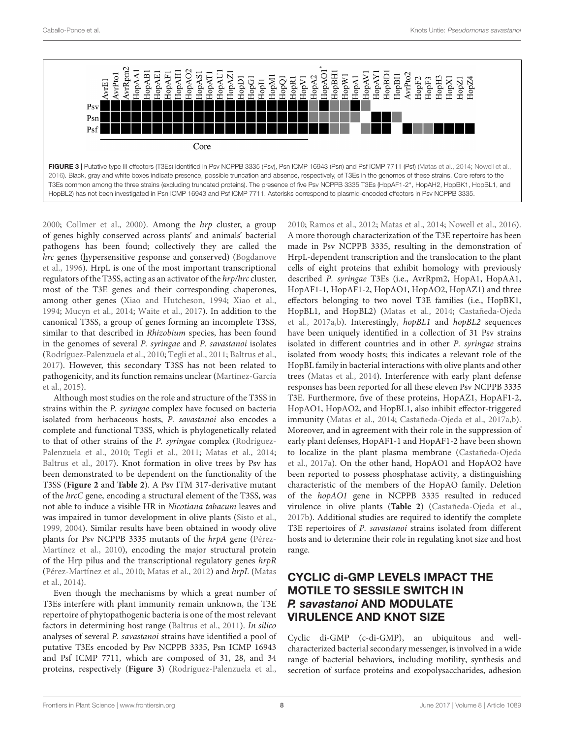**FIGURE 3 |** Putative type III effectors (T3Es) identified in Psv NCPPB 3335 (Psv), Psn ICMP 16943 (Psn) and Psf ICMP 7711 (Psf) (Matas et al., 2014; Nowell et al., 2016). Black, gray and white boxes indicate presence, possible truncation and absence, respectively, of T3Es in the genomes of these strains. Core refers to the T3Es common among the three strains (excluding truncated proteins). The presence of five Psv NCPPB 3335 T3Es (HopAF1-2*, HopAH2, HopBK1, HopBL1, and HopBL2) has not been investigated in Psn ICMP 16943 and Psf ICMP 7711. Asterisks correspond to plasmid-encoded effectors in Psv NCPPB 3335.

2000; Collmer et al., 2000). Among the *hrp* cluster, a group of genes highly conserved across plants' and animals' bacterial pathogens has been found; collectively they are called the *hrc* genes (hypersensitive response and conserved) (Bogdanove et al., 1996). HrpL is one of the most important transcriptional regulators of the T3SS, acting as an activator of the *hrp/hrc* cluster, most of the T3E genes and their corresponding chaperones, among other genes (Xiao and Hutcheson, 1994; Xiao et al., 1994; Mucyn et al., 2014; Waite et al., 2017). In addition to the canonical T3SS, a group of genes forming an incomplete T3SS, similar to that described in *Rhizobium* species, has been found in the genomes of several *P. syringae* and *P. savastanoi* isolates (Rodríguez-Palenzuela et al., 2010; Tegli et al., 2011; Baltrus et al., 2017). However, this secondary T3SS has not been related to pathogenicity, and its function remains unclear (Martínez-García et al., 2015).

Although most studies on the role and structure of the T3SS in strains within the *P. syringae* complex have focused on bacteria isolated from herbaceous hosts, *P. savastanoi* also encodes a complete and functional T3SS, which is phylogenetically related to that of other strains of the *P. syringae* complex (Rodríguez-Palenzuela et al., 2010; Tegli et al., 2011; Matas et al., 2014; Baltrus et al., 2017). Knot formation in olive trees by Psv has been demonstrated to be dependent on the functionality of the T3SS (**Figure 2** and **Table 2**). A Psv ITM 317-derivative mutant of the *hrcC* gene, encoding a structural element of the T3SS, was not able to induce a visible HR in *Nicotiana tabacum* leaves and was impaired in tumor development in olive plants (Sisto et al., 1999, 2004). Similar results have been obtained in woody olive plants for Psv NCPPB 3335 mutants of the *hrpA* gene (Pérez-Martínez et al., 2010), encoding the major structural protein of the Hrp pilus and the transcriptional regulatory genes *hrpR* (Pérez-Martínez et al., 2010; Matas et al., 2012) and *hrpL* (Matas et al., 2014).

Even though the mechanisms by which a great number of T3Es interfere with plant immunity remain unknown, the T3E repertoire of phytopathogenic bacteria is one of the most relevant factors in determining host range (Baltrus et al., 2011). *In silico* analyses of several *P. savastanoi* strains have identified a pool of putative T3Es encoded by Psv NCPPB 3335, Psn ICMP 16943 and Psf ICMP 7711, which are composed of 31, 28, and 34 proteins, respectively (**Figure 3**) (Rodríguez-Palenzuela et al., 2010; Ramos et al., 2012; Matas et al., 2014; Nowell et al., 2016). A more thorough characterization of the T3E repertoire has been made in Psv NCPPB 3335, resulting in the demonstration of HrpL-dependent transcription and the translocation to the plant cells of eight proteins that exhibit homology with previously described *P. syringae* T3Es (i.e., AvrRpm2, HopA1, HopAA1, HopAF1-1, HopAF1-2, HopAO1, HopAO2, HopAZ1) and three effectors belonging to two novel T3E families (i.e., HopBK1, HopBL1, and HopBL2) (Matas et al., 2014; Castañeda-Ojeda et al., 2017a,b). Interestingly, *hopBL1* and *hopBL2* sequences have been uniquely identified in a collection of 31 Psv strains isolated in different countries and in other *P. syringae* strains isolated from woody hosts; this indicates a relevant role of the HopBL family in bacterial interactions with olive plants and other trees (Matas et al., 2014). Interference with early plant defense responses has been reported for all these eleven Psv NCPPB 3335 T3E. Furthermore, five of these proteins, HopAZ1, HopAF1-2, HopAO1, HopAO2, and HopBL1, also inhibit effector-triggered immunity (Matas et al., 2014; Castañeda-Ojeda et al., 2017a,b). Moreover, and in agreement with their role in the suppression of early plant defenses, HopAF1-1 and HopAF1-2 have been shown to localize in the plant plasma membrane (Castañeda-Ojeda et al., 2017a). On the other hand, HopAO1 and HopAO2 have been reported to possess phosphatase activity, a distinguishing characteristic of the members of the HopAO family. Deletion of the *hopAO1* gene in NCPPB 3335 resulted in reduced virulence in olive plants (**Table 2**) (Castañeda-Ojeda et al., 2017b). Additional studies are required to identify the complete T3E repertoires of *P. savastanoi* strains isolated from different hosts and to determine their role in regulating knot size and host range.

## CYCLIC di-GMP LEVELS IMPACT THE MOTILE TO SESSILE SWITCH IN *P. savastanoi* AND MODULATE VIRULENCE AND KNOT SIZE

Cyclic di-GMP (c-di-GMP), an ubiquitous and well-characterized bacterial secondary messenger, is involved in a wide range of bacterial behaviors, including motility, synthesis and secretion of surface proteins and exopolysaccharides, adhesion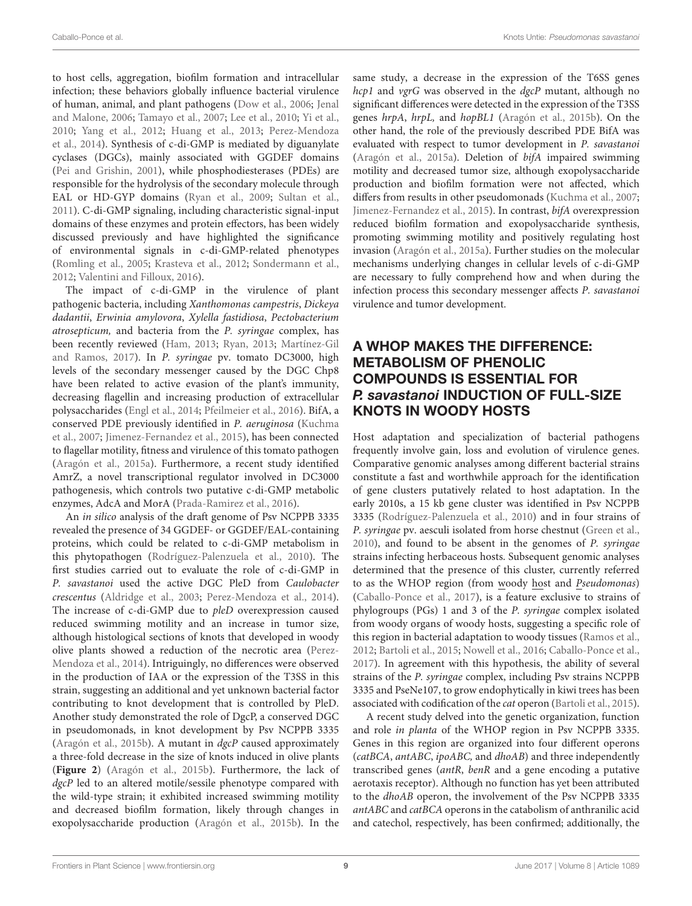to host cells, aggregation, biofilm formation and intracellular infection; these behaviors globally influence bacterial virulence of human, animal, and plant pathogens (Dow et al., 2006; Jenal and Malone, 2006; Tamayo et al., 2007; Lee et al., 2010; Yi et al., 2010; Yang et al., 2012; Huang et al., 2013; Perez-Mendoza et al., 2014). Synthesis of c-di-GMP is mediated by diguanylate cyclases (DGCs), mainly associated with GGDEF domains (Pei and Grishin, 2001), while phosphodiesterases (PDEs) are responsible for the hydrolysis of the secondary molecule through EAL or HD-GYP domains (Ryan et al., 2009; Sultan et al., 2011). C-di-GMP signaling, including characteristic signal-input domains of these enzymes and protein effectors, has been widely discussed previously and have highlighted the significance of environmental signals in c-di-GMP-related phenotypes (Romling et al., 2005; Krasteva et al., 2012; Sondermann et al., 2012; Valentini and Filloux, 2016).

The impact of c-di-GMP in the virulence of plant pathogenic bacteria, including *Xanthomonas campestris*, *Dickeya dadantii*, *Erwinia amylovora*, *Xylella fastidiosa*, *Pectobacterium atrosepticum,* and bacteria from the *P. syringae* complex, has been recently reviewed (Ham, 2013; Ryan, 2013; Martínez-Gil and Ramos, 2017). In *P. syringae* pv. tomato DC3000, high levels of the secondary messenger caused by the DGC Chp8 have been related to active evasion of the plant's immunity, decreasing flagellin and increasing production of extracellular polysaccharides (Engl et al., 2014; Pfeilmeier et al., 2016). BifA, a conserved PDE previously identified in *P. aeruginosa* (Kuchma et al., 2007; Jimenez-Fernandez et al., 2015), has been connected to flagellar motility, fitness and virulence of this tomato pathogen (Aragón et al., 2015a). Furthermore, a recent study identified AmrZ, a novel transcriptional regulator involved in DC3000 pathogenesis, which controls two putative c-di-GMP metabolic enzymes, AdcA and MorA (Prada-Ramirez et al., 2016).

An *in silico* analysis of the draft genome of Psv NCPPB 3335 revealed the presence of 34 GGDEF- or GGDEF/EAL-containing proteins, which could be related to c-di-GMP metabolism in this phytopathogen (Rodríguez-Palenzuela et al., 2010). The first studies carried out to evaluate the role of c-di-GMP in *P. savastanoi* used the active DGC PleD from *Caulobacter crescentus* (Aldridge et al., 2003; Perez-Mendoza et al., 2014). The increase of c-di-GMP due to *pleD* overexpression caused reduced swimming motility and an increase in tumor size, although histological sections of knots that developed in woody olive plants showed a reduction of the necrotic area (Perez-Mendoza et al., 2014). Intriguingly, no differences were observed in the production of IAA or the expression of the T3SS in this strain, suggesting an additional and yet unknown bacterial factor contributing to knot development that is controlled by PleD. Another study demonstrated the role of DgcP, a conserved DGC in pseudomonads, in knot development by Psv NCPPB 3335 (Aragón et al., 2015b). A mutant in *dgcP* caused approximately a three-fold decrease in the size of knots induced in olive plants (**Figure 2**) (Aragón et al., 2015b). Furthermore, the lack of *dgcP* led to an altered motile/sessile phenotype compared with the wild-type strain; it exhibited increased swimming motility and decreased biofilm formation, likely through changes in exopolysaccharide production (Aragón et al., 2015b). In the same study, a decrease in the expression of the T6SS genes *hcp1* and *vgrG* was observed in the *dgcP* mutant, although no significant differences were detected in the expression of the T3SS genes *hrpA*, *hrpL,* and *hopBL1* (Aragón et al., 2015b). On the other hand, the role of the previously described PDE BifA was evaluated with respect to tumor development in *P. savastanoi* (Aragón et al., 2015a). Deletion of *bifA* impaired swimming motility and decreased tumor size, although exopolysaccharide production and biofilm formation were not affected, which differs from results in other pseudomonads (Kuchma et al., 2007; Jimenez-Fernandez et al., 2015). In contrast, *bifA* overexpression reduced biofilm formation and exopolysaccharide synthesis, promoting swimming motility and positively regulating host invasion (Aragón et al., 2015a). Further studies on the molecular mechanisms underlying changes in cellular levels of c-di-GMP are necessary to fully comprehend how and when during the infection process this secondary messenger affects *P. savastanoi* virulence and tumor development.

## A WHOP MAKES THE DIFFERENCE: METABOLISM OF PHENOLIC COMPOUNDS IS ESSENTIAL FOR *P. savastanoi* INDUCTION OF FULL-SIZE KNOTS IN WOODY HOSTS

Host adaptation and specialization of bacterial pathogens frequently involve gain, loss and evolution of virulence genes. Comparative genomic analyses among different bacterial strains constitute a fast and worthwhile approach for the identification of gene clusters putatively related to host adaptation. In the early 2010s, a 15 kb gene cluster was identified in Psv NCPPB 3335 (Rodríguez-Palenzuela et al., 2010) and in four strains of *P. syringae* pv. aesculi isolated from horse chestnut (Green et al., 2010), and found to be absent in the genomes of *P. syringae* strains infecting herbaceous hosts. Subsequent genomic analyses determined that the presence of this cluster, currently referred to as the WHOP region (from woody host and *Pseudomonas*) (Caballo-Ponce et al., 2017), is a feature exclusive to strains of phylogroups (PGs) 1 and 3 of the *P. syringae* complex isolated from woody organs of woody hosts, suggesting a specific role of this region in bacterial adaptation to woody tissues (Ramos et al., 2012; Bartoli et al., 2015; Nowell et al., 2016; Caballo-Ponce et al., 2017). In agreement with this hypothesis, the ability of several strains of the *P. syringae* complex, including Psv strains NCPPB 3335 and PseNe107, to grow endophytically in kiwi trees has been associated with codification of the *cat* operon (Bartoli et al., 2015).

A recent study delved into the genetic organization, function and role *in planta* of the WHOP region in Psv NCPPB 3335. Genes in this region are organized into four different operons (*catBCA*, *antABC*, *ipoABC,* and *dhoAB*) and three independently transcribed genes (*antR*, *benR* and a gene encoding a putative aerotaxis receptor). Although no function has yet been attributed to the *dhoAB* operon, the involvement of the Psv NCPPB 3335 *antABC* and *catBCA* operons in the catabolism of anthranilic acid and catechol, respectively, has been confirmed; additionally, the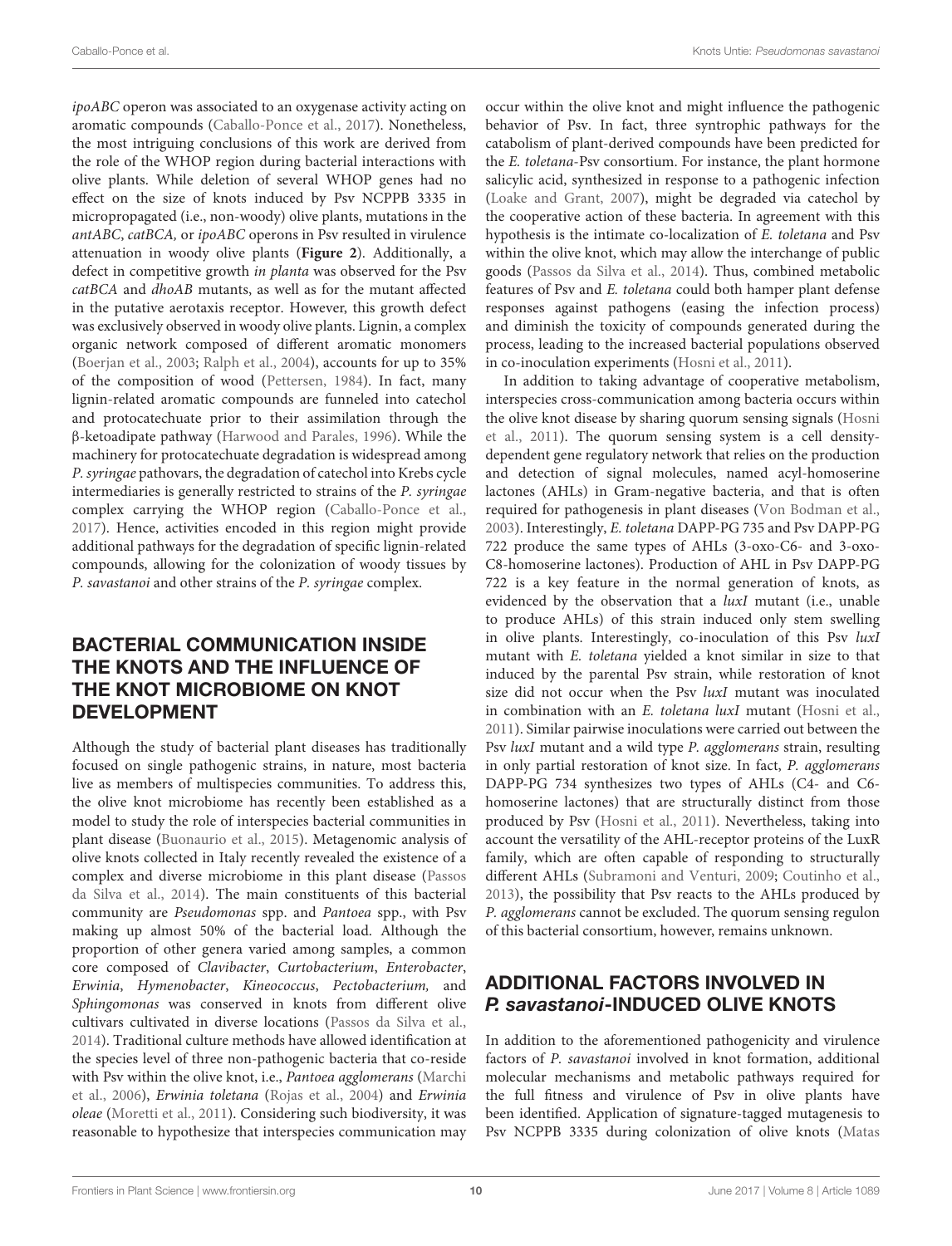*ipoABC* operon was associated to an oxygenase activity acting on aromatic compounds (Caballo-Ponce et al., 2017). Nonetheless, the most intriguing conclusions of this work are derived from the role of the WHOP region during bacterial interactions with olive plants. While deletion of several WHOP genes had no effect on the size of knots induced by Psv NCPPB 3335 in micropropagated (i.e., non-woody) olive plants, mutations in the *antABC*, *catBCA,* or *ipoABC* operons in Psv resulted in virulence attenuation in woody olive plants (**Figure 2**). Additionally, a defect in competitive growth *in planta* was observed for the Psv *catBCA* and *dhoAB* mutants, as well as for the mutant affected in the putative aerotaxis receptor. However, this growth defect was exclusively observed in woody olive plants. Lignin, a complex organic network composed of different aromatic monomers (Boerjan et al., 2003; Ralph et al., 2004), accounts for up to 35% of the composition of wood (Pettersen, 1984). In fact, many lignin-related aromatic compounds are funneled into catechol and protocatechuate prior to their assimilation through the β-ketoadipate pathway (Harwood and Parales, 1996). While the machinery for protocatechuate degradation is widespread among *P. syringae* pathovars, the degradation of catechol into Krebs cycle intermediaries is generally restricted to strains of the *P. syringae* complex carrying the WHOP region (Caballo-Ponce et al., 2017). Hence, activities encoded in this region might provide additional pathways for the degradation of specific lignin-related compounds, allowing for the colonization of woody tissues by *P. savastanoi* and other strains of the *P. syringae* complex.

## BACTERIAL COMMUNICATION INSIDE THE KNOTS AND THE INFLUENCE OF THE KNOT MICROBIOME ON KNOT DEVELOPMENT

Although the study of bacterial plant diseases has traditionally focused on single pathogenic strains, in nature, most bacteria live as members of multispecies communities. To address this, the olive knot microbiome has recently been established as a model to study the role of interspecies bacterial communities in plant disease (Buonaurio et al., 2015). Metagenomic analysis of olive knots collected in Italy recently revealed the existence of a complex and diverse microbiome in this plant disease (Passos da Silva et al., 2014). The main constituents of this bacterial community are *Pseudomonas* spp. and *Pantoea* spp., with Psv making up almost 50% of the bacterial load. Although the proportion of other genera varied among samples, a common core composed of *Clavibacter*, *Curtobacterium*, *Enterobacter*, *Erwinia*, *Hymenobacter*, *Kineococcus*, *Pectobacterium,* and *Sphingomonas* was conserved in knots from different olive cultivars cultivated in diverse locations (Passos da Silva et al., 2014). Traditional culture methods have allowed identification at the species level of three non-pathogenic bacteria that co-reside with Psv within the olive knot, i.e., *Pantoea agglomerans* (Marchi et al., 2006), *Erwinia toletana* (Rojas et al., 2004) and *Erwinia oleae* (Moretti et al., 2011). Considering such biodiversity, it was reasonable to hypothesize that interspecies communication may occur within the olive knot and might influence the pathogenic behavior of Psv. In fact, three syntrophic pathways for the catabolism of plant-derived compounds have been predicted for the *E. toletana*-Psv consortium. For instance, the plant hormone salicylic acid, synthesized in response to a pathogenic infection (Loake and Grant, 2007), might be degraded via catechol by the cooperative action of these bacteria. In agreement with this hypothesis is the intimate co-localization of *E. toletana* and Psv within the olive knot, which may allow the interchange of public goods (Passos da Silva et al., 2014). Thus, combined metabolic features of Psv and *E. toletana* could both hamper plant defense responses against pathogens (easing the infection process) and diminish the toxicity of compounds generated during the process, leading to the increased bacterial populations observed in co-inoculation experiments (Hosni et al., 2011).

In addition to taking advantage of cooperative metabolism, interspecies cross-communication among bacteria occurs within the olive knot disease by sharing quorum sensing signals (Hosni et al., 2011). The quorum sensing system is a cell density-dependent gene regulatory network that relies on the production and detection of signal molecules, named acyl-homoserine lactones (AHLs) in Gram-negative bacteria, and that is often required for pathogenesis in plant diseases (Von Bodman et al., 2003). Interestingly, *E. toletana* DAPP-PG 735 and Psv DAPP-PG 722 produce the same types of AHLs (3-oxo-C6- and 3-oxo-C8-homoserine lactones). Production of AHL in Psv DAPP-PG 722 is a key feature in the normal generation of knots, as evidenced by the observation that a *luxI* mutant (i.e., unable to produce AHLs) of this strain induced only stem swelling in olive plants. Interestingly, co-inoculation of this Psv *luxI* mutant with *E. toletana* yielded a knot similar in size to that induced by the parental Psv strain, while restoration of knot size did not occur when the Psv *luxI* mutant was inoculated in combination with an *E. toletana luxI* mutant (Hosni et al., 2011). Similar pairwise inoculations were carried out between the Psv *luxI* mutant and a wild type *P. agglomerans* strain, resulting in only partial restoration of knot size. In fact, *P. agglomerans* DAPP-PG 734 synthesizes two types of AHLs (C4- and C6-homoserine lactones) that are structurally distinct from those produced by Psv (Hosni et al., 2011). Nevertheless, taking into account the versatility of the AHL-receptor proteins of the LuxR family, which are often capable of responding to structurally different AHLs (Subramoni and Venturi, 2009; Coutinho et al., 2013), the possibility that Psv reacts to the AHLs produced by *P. agglomerans* cannot be excluded. The quorum sensing regulon of this bacterial consortium, however, remains unknown.

## ADDITIONAL FACTORS INVOLVED IN *P. savastanoi*-INDUCED OLIVE KNOTS

In addition to the aforementioned pathogenicity and virulence factors of *P. savastanoi* involved in knot formation, additional molecular mechanisms and metabolic pathways required for the full fitness and virulence of Psv in olive plants have been identified. Application of signature-tagged mutagenesis to Psv NCPPB 3335 during colonization of olive knots (Matas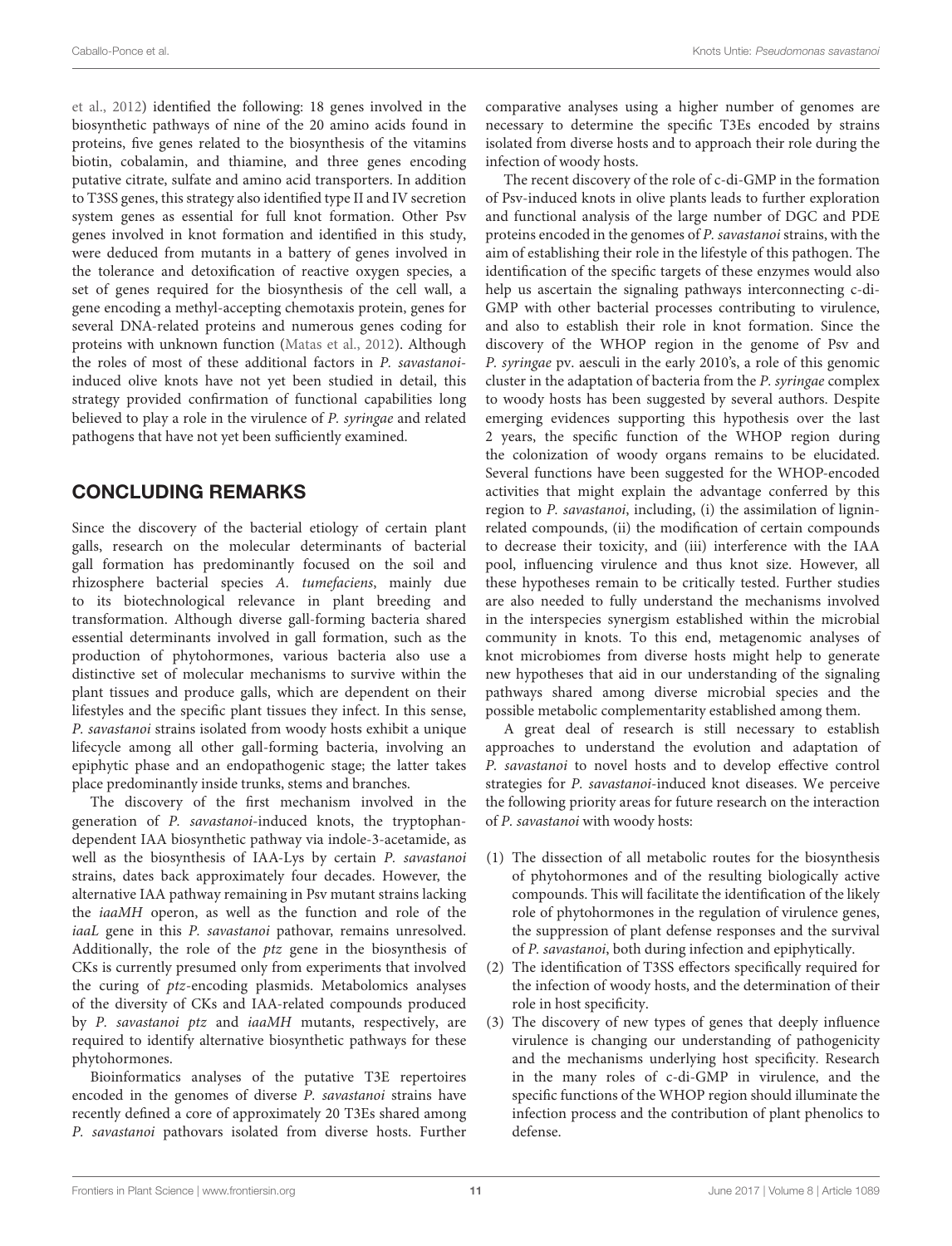et al., 2012) identified the following: 18 genes involved in the biosynthetic pathways of nine of the 20 amino acids found in proteins, five genes related to the biosynthesis of the vitamins biotin, cobalamin, and thiamine, and three genes encoding putative citrate, sulfate and amino acid transporters. In addition to T3SS genes, this strategy also identified type II and IV secretion system genes as essential for full knot formation. Other Psv genes involved in knot formation and identified in this study, were deduced from mutants in a battery of genes involved in the tolerance and detoxification of reactive oxygen species, a set of genes required for the biosynthesis of the cell wall, a gene encoding a methyl-accepting chemotaxis protein, genes for several DNA-related proteins and numerous genes coding for proteins with unknown function (Matas et al., 2012). Although the roles of most of these additional factors in *P. savastanoi*-induced olive knots have not yet been studied in detail, this strategy provided confirmation of functional capabilities long believed to play a role in the virulence of *P. syringae* and related pathogens that have not yet been sufficiently examined.

## CONCLUDING REMARKS

Since the discovery of the bacterial etiology of certain plant galls, research on the molecular determinants of bacterial gall formation has predominantly focused on the soil and rhizosphere bacterial species *A. tumefaciens*, mainly due to its biotechnological relevance in plant breeding and transformation. Although diverse gall-forming bacteria shared essential determinants involved in gall formation, such as the production of phytohormones, various bacteria also use a distinctive set of molecular mechanisms to survive within the plant tissues and produce galls, which are dependent on their lifestyles and the specific plant tissues they infect. In this sense, *P. savastanoi* strains isolated from woody hosts exhibit a unique lifecycle among all other gall-forming bacteria, involving an epiphytic phase and an endopathogenic stage; the latter takes place predominantly inside trunks, stems and branches.

The discovery of the first mechanism involved in the generation of *P. savastanoi*-induced knots, the tryptophan-dependent IAA biosynthetic pathway via indole-3-acetamide, as well as the biosynthesis of IAA-Lys by certain *P. savastanoi* strains, dates back approximately four decades. However, the alternative IAA pathway remaining in Psv mutant strains lacking the *iaaMH* operon, as well as the function and role of the *iaaL* gene in this *P. savastanoi* pathovar, remains unresolved. Additionally, the role of the *ptz* gene in the biosynthesis of CKs is currently presumed only from experiments that involved the curing of *ptz*-encoding plasmids. Metabolomics analyses of the diversity of CKs and IAA-related compounds produced by *P. savastanoi ptz* and *iaaMH* mutants, respectively, are required to identify alternative biosynthetic pathways for these phytohormones.

Bioinformatics analyses of the putative T3E repertoires encoded in the genomes of diverse *P. savastanoi* strains have recently defined a core of approximately 20 T3Es shared among *P. savastanoi* pathovars isolated from diverse hosts. Further comparative analyses using a higher number of genomes are necessary to determine the specific T3Es encoded by strains isolated from diverse hosts and to approach their role during the infection of woody hosts.

The recent discovery of the role of c-di-GMP in the formation of Psv-induced knots in olive plants leads to further exploration and functional analysis of the large number of DGC and PDE proteins encoded in the genomes of *P. savastanoi* strains, with the aim of establishing their role in the lifestyle of this pathogen. The identification of the specific targets of these enzymes would also help us ascertain the signaling pathways interconnecting c-di-GMP with other bacterial processes contributing to virulence, and also to establish their role in knot formation. Since the discovery of the WHOP region in the genome of Psv and *P. syringae* pv. aesculi in the early 2010's, a role of this genomic cluster in the adaptation of bacteria from the *P. syringae* complex to woody hosts has been suggested by several authors. Despite emerging evidences supporting this hypothesis over the last 2 years, the specific function of the WHOP region during the colonization of woody organs remains to be elucidated. Several functions have been suggested for the WHOP-encoded activities that might explain the advantage conferred by this region to *P. savastanoi*, including, (i) the assimilation of lignin-related compounds, (ii) the modification of certain compounds to decrease their toxicity, and (iii) interference with the IAA pool, influencing virulence and thus knot size. However, all these hypotheses remain to be critically tested. Further studies are also needed to fully understand the mechanisms involved in the interspecies synergism established within the microbial community in knots. To this end, metagenomic analyses of knot microbiomes from diverse hosts might help to generate new hypotheses that aid in our understanding of the signaling pathways shared among diverse microbial species and the possible metabolic complementarity established among them.

A great deal of research is still necessary to establish approaches to understand the evolution and adaptation of *P. savastanoi* to novel hosts and to develop effective control strategies for *P. savastanoi*-induced knot diseases. We perceive the following priority areas for future research on the interaction of *P. savastanoi* with woody hosts:

(1) The dissection of all metabolic routes for the biosynthesis of phytohormones and of the resulting biologically active compounds. This will facilitate the identification of the likely role of phytohormones in the regulation of virulence genes, the suppression of plant defense responses and the survival of *P. savastanoi*, both during infection and epiphytically.
(2) The identification of T3SS effectors specifically required for the infection of woody hosts, and the determination of their role in host specificity.
(3) The discovery of new types of genes that deeply influence virulence is changing our understanding of pathogenicity and the mechanisms underlying host specificity. Research in the many roles of c-di-GMP in virulence, and the specific functions of the WHOP region should illuminate the infection process and the contribution of plant phenolics to defense.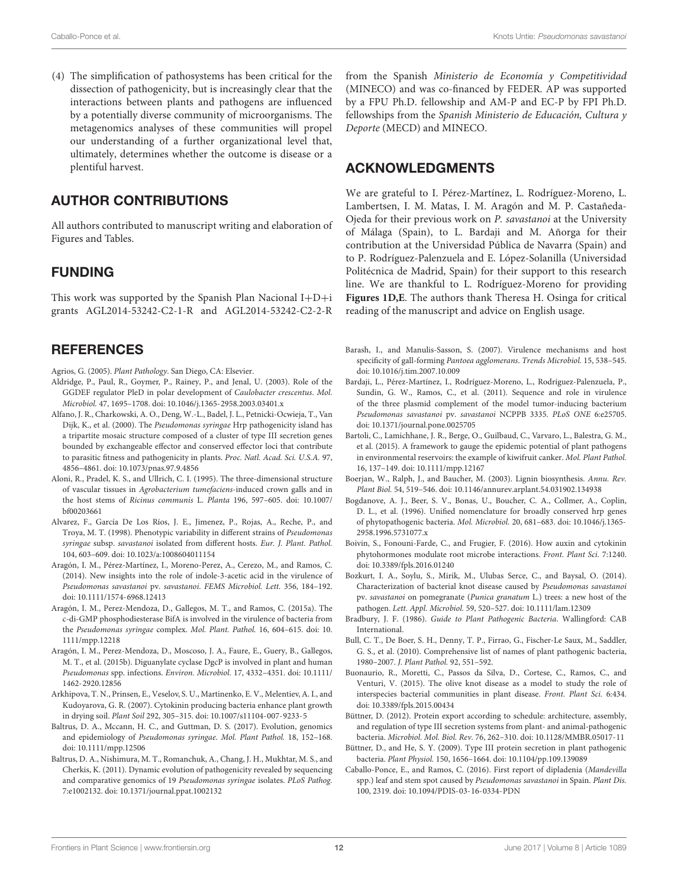(4) The simplification of pathosystems has been critical for the dissection of pathogenicity, but is increasingly clear that the interactions between plants and pathogens are influenced by a potentially diverse community of microorganisms. The metagenomics analyses of these communities will propel our understanding of a further organizational level that, ultimately, determines whether the outcome is disease or a plentiful harvest.

## AUTHOR CONTRIBUTIONS

All authors contributed to manuscript writing and elaboration of Figures and Tables.

## FUNDING

This work was supported by the Spanish Plan Nacional I+D+i grants AGL2014-53242-C2-1-R and AGL2014-53242-C2-2-R from the Spanish *Ministerio de Economía y Competitividad* (MINECO) and was co-financed by FEDER. AP was supported by a FPU Ph.D. fellowship and AM-P and EC-P by FPI Ph.D. fellowships from the *Spanish Ministerio de Educación, Cultura y Deporte* (MECD) and MINECO.

## ACKNOWLEDGMENTS

We are grateful to I. Pérez-Martínez, L. Rodríguez-Moreno, L. Lambertsen, I. M. Matas, I. M. Aragón and M. P. Castañeda-Ojeda for their previous work on *P. savastanoi* at the University of Málaga (Spain), to L. Bardaji and M. Añorga for their contribution at the Universidad Pública de Navarra (Spain) and to P. Rodríguez-Palenzuela and E. López-Solanilla (Universidad Politécnica de Madrid, Spain) for their support to this research line. We are thankful to L. Rodríguez-Moreno for providing **Figures 1D,E**. The authors thank Theresa H. Osinga for critical reading of the manuscript and advice on English usage.

## REFERENCES

Agrios, G. (2005). *Plant Pathology*. San Diego, CA: Elsevier.

Aldridge, P., Paul, R., Goymer, P., Rainey, P., and Jenal, U. (2003). Role of the GGDEF regulator PleD in polar development of *Caulobacter crescentus*. *Mol. Microbiol.* 47, 1695–1708. doi: 10.1046/j.1365-2958.2003.03401.x

Alfano, J. R., Charkowski, A. O., Deng, W.-L., Badel, J. L., Petnicki-Ocwieja, T., Van Dijk, K., et al. (2000). The *Pseudomonas syringae* Hrp pathogenicity island has a tripartite mosaic structure composed of a cluster of type III secretion genes bounded by exchangeable effector and conserved effector loci that contribute to parasitic fitness and pathogenicity in plants. *Proc. Natl. Acad. Sci. U.S.A.* 97, 4856–4861. doi: 10.1073/pnas.97.9.4856

Aloni, R., Pradel, K. S., and Ullrich, C. I. (1995). The three-dimensional structure of vascular tissues in *Agrobacterium tumefaciens*-induced crown galls and in the host stems of *Ricinus communis* L. *Planta* 196, 597–605. doi: 10.1007/bf00203661

Alvarez, F., García De Los Ríos, J. E., Jimenez, P., Rojas, A., Reche, P., and Troya, M. T. (1998). Phenotypic variability in different strains of *Pseudomonas syringae* subsp. *savastanoi* isolated from different hosts. *Eur. J. Plant. Pathol.* 104, 603–609. doi: 10.1023/a:1008604011154

Aragón, I. M., Pérez-Martínez, I., Moreno-Perez, A., Cerezo, M., and Ramos, C. (2014). New insights into the role of indole-3-acetic acid in the virulence of *Pseudomonas savastanoi* pv. *savastanoi*. *FEMS Microbiol. Lett.* 356, 184–192. doi: 10.1111/1574-6968.12413

Aragón, I. M., Perez-Mendoza, D., Gallegos, M. T., and Ramos, C. (2015a). The c-di-GMP phosphodiesterase BifA is involved in the virulence of bacteria from the *Pseudomonas syringae* complex. *Mol. Plant. Pathol.* 16, 604–615. doi: 10.1111/mpp.12218

Aragón, I. M., Perez-Mendoza, D., Moscoso, J. A., Faure, E., Guery, B., Gallegos, M. T., et al. (2015b). Diguanylate cyclase DgcP is involved in plant and human *Pseudomonas* spp. infections. *Environ. Microbiol.* 17, 4332–4351. doi: 10.1111/1462-2920.12856

Arkhipova, T. N., Prinsen, E., Veselov, S. U., Martinenko, E. V., Melentiev, A. I., and Kudoyarova, G. R. (2007). Cytokinin producing bacteria enhance plant growth in drying soil. *Plant Soil* 292, 305–315. doi: 10.1007/s11104-007-9233-5

Baltrus, D. A., Mccann, H. C., and Guttman, D. S. (2017). Evolution, genomics and epidemiology of *Pseudomonas syringae*. *Mol. Plant Pathol.* 18, 152–168. doi: 10.1111/mpp.12506

Baltrus, D. A., Nishimura, M. T., Romanchuk, A., Chang, J. H., Mukhtar, M. S., and Cherkis, K. (2011). Dynamic evolution of pathogenicity revealed by sequencing and comparative genomics of 19 *Pseudomonas syringae* isolates. *PLoS Pathog.* 7:e1002132. doi: 10.1371/journal.ppat.1002132

Barash, I., and Manulis-Sasson, S. (2007). Virulence mechanisms and host specificity of gall-forming *Pantoea agglomerans*. *Trends Microbiol.* 15, 538–545. doi: 10.1016/j.tim.2007.10.009

Bardaji, L., Pérez-Martínez, I., Rodríguez-Moreno, L., Rodríguez-Palenzuela, P., Sundin, G. W., Ramos, C., et al. (2011). Sequence and role in virulence of the three plasmid complement of the model tumor-inducing bacterium *Pseudomonas savastanoi* pv. *savastanoi* NCPPB 3335. *PLoS ONE* 6:e25705. doi: 10.1371/journal.pone.0025705

Bartoli, C., Lamichhane, J. R., Berge, O., Guilbaud, C., Varvaro, L., Balestra, G. M., et al. (2015). A framework to gauge the epidemic potential of plant pathogens in environmental reservoirs: the example of kiwifruit canker. *Mol. Plant Pathol.* 16, 137–149. doi: 10.1111/mpp.12167

Boerjan, W., Ralph, J., and Baucher, M. (2003). Lignin biosynthesis. *Annu. Rev. Plant Biol.* 54, 519–546. doi: 10.1146/annurev.arplant.54.031902.134938

Bogdanove, A. J., Beer, S. V., Bonas, U., Boucher, C. A., Collmer, A., Coplin, D. L., et al. (1996). Unified nomenclature for broadly conserved hrp genes of phytopathogenic bacteria. *Mol. Microbiol.* 20, 681–683. doi: 10.1046/j.1365-2958.1996.5731077.x

Boivin, S., Fonouni-Farde, C., and Frugier, F. (2016). How auxin and cytokinin phytohormones modulate root microbe interactions. *Front. Plant Sci.* 7:1240. doi: 10.3389/fpls.2016.01240

Bozkurt, I. A., Soylu, S., Mirik, M., Ulubas Serce, C., and Baysal, O. (2014). Characterization of bacterial knot disease caused by *Pseudomonas savastanoi* pv. *savastanoi* on pomegranate (*Punica granatum* L.) trees: a new host of the pathogen. *Lett. Appl. Microbiol.* 59, 520–527. doi: 10.1111/lam.12309

Bradbury, J. F. (1986). *Guide to Plant Pathogenic Bacteria*. Wallingford: CAB International.

Bull, C. T., De Boer, S. H., Denny, T. P., Firrao, G., Fischer-Le Saux, M., Saddler, G. S., et al. (2010). Comprehensive list of names of plant pathogenic bacteria, 1980–2007. *J. Plant Pathol.* 92, 551–592.

Buonaurio, R., Moretti, C., Passos da Silva, D., Cortese, C., Ramos, C., and Venturi, V. (2015). The olive knot disease as a model to study the role of interspecies bacterial communities in plant disease. *Front. Plant Sci.* 6:434. doi: 10.3389/fpls.2015.00434

Büttner, D. (2012). Protein export according to schedule: architecture, assembly, and regulation of type III secretion systems from plant- and animal-pathogenic bacteria. *Microbiol. Mol. Biol. Rev.* 76, 262–310. doi: 10.1128/MMBR.05017-11

Büttner, D., and He, S. Y. (2009). Type III protein secretion in plant pathogenic bacteria. *Plant Physiol.* 150, 1656–1664. doi: 10.1104/pp.109.139089

Caballo-Ponce, E., and Ramos, C. (2016). First report of dipladenia (*Mandevilla* spp.) leaf and stem spot caused by *Pseudomonas savastanoi* in Spain. *Plant Dis.* 100, 2319. doi: 10.1094/PDIS-03-16-0334-PDN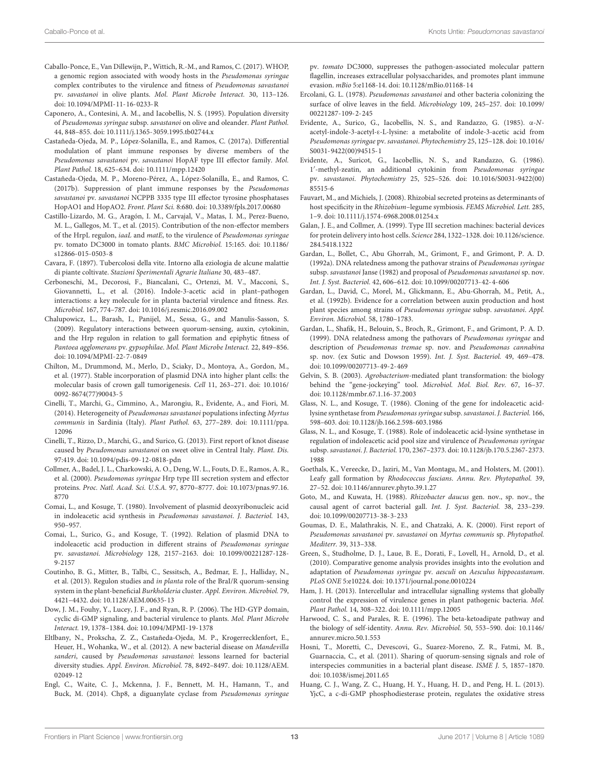Caballo-Ponce, E., Van Dillewijn, P., Wittich, R.-M., and Ramos, C. (2017). WHOP, a genomic region associated with woody hosts in the *Pseudomonas syringae* complex contributes to the virulence and fitness of *Pseudomonas savastanoi* pv. *savastanoi* in olive plants. *Mol. Plant Microbe Interact.* 30, 113–126. doi: 10.1094/MPMI-11-16-0233-R

Caponero, A., Contesini, A. M., and Iacobellis, N. S. (1995). Population diversity of *Pseudomonas syringae* subsp. *savastanoi* on olive and oleander. *Plant Pathol.* 44, 848–855. doi: 10.1111/j.1365-3059.1995.tb02744.x

Castañeda-Ojeda, M. P., López-Solanilla, E., and Ramos, C. (2017a). Differential modulation of plant immune responses by diverse members of the *Pseudomonas savastanoi* pv. *savastanoi* HopAF type III effector family. *Mol. Plant Pathol.* 18, 625–634. doi: 10.1111/mpp.12420

Castañeda-Ojeda, M. P., Moreno-Pérez, A., López-Solanilla, E., and Ramos, C. (2017b). Suppression of plant immune responses by the *Pseudomonas savastanoi* pv. *savastanoi* NCPPB 3335 type III effector tyrosine phosphatases HopAO1 and HopAO2. *Front. Plant Sci.* 8:680. doi: 10.3389/fpls.2017.00680

Castillo-Lizardo, M. G., Aragón, I. M., Carvajal, V., Matas, I. M., Perez-Bueno, M. L., Gallegos, M. T., et al. (2015). Contribution of the non-effector members of the HrpL regulon, *iaaL* and *matE*, to the virulence of *Pseudomonas syringae* pv. tomato DC3000 in tomato plants. *BMC Microbiol.* 15:165. doi: 10.1186/s12866-015-0503-8

Cavara, F. (1897). Tubercolosi della vite. Intorno alla eziologia de alcune malattie di piante coltivate. *Stazioni Sperimentali Agrarie Italiane* 30, 483–487.

Cerboneschi, M., Decorosi, F., Biancalani, C., Ortenzi, M. V., Macconi, S., Giovannetti, L., et al. (2016). Indole-3-acetic acid in plant–pathogen interactions: a key molecule for in planta bacterial virulence and fitness. *Res. Microbiol.* 167, 774–787. doi: 10.1016/j.resmic.2016.09.002

Chalupowicz, L., Barash, I., Panijel, M., Sessa, G., and Manulis-Sasson, S. (2009). Regulatory interactions between quorum-sensing, auxin, cytokinin, and the Hrp regulon in relation to gall formation and epiphytic fitness of *Pantoea agglomerans* pv. *gypsophilae*. *Mol. Plant Microbe Interact.* 22, 849–856. doi: 10.1094/MPMI-22-7-0849

Chilton, M., Drummond, M., Merlo, D., Sciaky, D., Montoya, A., Gordon, M., et al. (1977). Stable incorporation of plasmid DNA into higher plant cells: the molecular basis of crown gall tumorigenesis. *Cell* 11, 263–271. doi: 10.1016/0092-8674(77)90043-5

Cinelli, T., Marchi, G., Cimmino, A., Marongiu, R., Evidente, A., and Fiori, M. (2014). Heterogeneity of *Pseudomonas savastanoi* populations infecting *Myrtus communis* in Sardinia (Italy). *Plant Pathol.* 63, 277–289. doi: 10.1111/ppa.12096

Cinelli, T., Rizzo, D., Marchi, G., and Surico, G. (2013). First report of knot disease caused by *Pseudomonas savastanoi* on sweet olive in Central Italy. *Plant. Dis.* 97:419. doi: 10.1094/pdis-09-12-0818-pdn

Collmer, A., Badel, J. L., Charkowski, A. O., Deng, W. L., Fouts, D. E., Ramos, A. R., et al. (2000). *Pseudomonas syringae* Hrp type III secretion system and effector proteins. *Proc. Natl. Acad. Sci. U.S.A.* 97, 8770–8777. doi: 10.1073/pnas.97.16.8770

Comai, L., and Kosuge, T. (1980). Involvement of plasmid deoxyribonucleic acid in indoleacetic acid synthesis in *Pseudomonas savastanoi*. *J. Bacteriol.* 143, 950–957.

Comai, L., Surico, G., and Kosuge, T. (1992). Relation of plasmid DNA to indoleacetic acid production in different strains of *Pseudomonas syringae* pv. *savastanoi*. *Microbiology* 128, 2157–2163. doi: 10.1099/00221287-128-9-2157

Coutinho, B. G., Mitter, B., Talbi, C., Sessitsch, A., Bedmar, E. J., Halliday, N., et al. (2013). Regulon studies and *in planta* role of the BraI/R quorum-sensing system in the plant-beneficial *Burkholderia* cluster. *Appl. Environ. Microbiol.* 79, 4421–4432. doi: 10.1128/AEM.00635-13

Dow, J. M., Fouhy, Y., Lucey, J. F., and Ryan, R. P. (2006). The HD-GYP domain, cyclic di-GMP signaling, and bacterial virulence to plants. *Mol. Plant Microbe Interact.* 19, 1378–1384. doi: 10.1094/MPMI-19-1378

Eltlbany, N., Prokscha, Z. Z., Castañeda-Ojeda, M. P., Krogerrecklenfort, E., Heuer, H., Wohanka, W., et al. (2012). A new bacterial disease on *Mandevilla sanderi*, caused by *Pseudomonas savastanoi*: lessons learned for bacterial diversity studies. *Appl. Environ. Microbiol.* 78, 8492–8497. doi: 10.1128/AEM.02049-12

Engl, C., Waite, C. J., Mckenna, J. F., Bennett, M. H., Hamann, T., and Buck, M. (2014). Chp8, a diguanylate cyclase from *Pseudomonas syringae* pv. *tomato* DC3000, suppresses the pathogen-associated molecular pattern flagellin, increases extracellular polysaccharides, and promotes plant immune evasion. *mBio* 5:e1168-14. doi: 10.1128/mBio.01168-14

Ercolani, G. L. (1978). *Pseudomonas savastanoi* and other bacteria colonizing the surface of olive leaves in the field. *Microbiology* 109, 245–257. doi: 10.1099/00221287-109-2-245

Evidente, A., Surico, G., Iacobellis, N. S., and Randazzo, G. (1985). α-*N*-acetyl-indole-3-acetyl-ε-L-lysine: a metabolite of indole-3-acetic acid from *Pseudomonas syringae* pv. *savastanoi*. *Phytochemistry* 25, 125–128. doi: 10.1016/S0031-9422(00)94515-1

Evidente, A., Suricot, G., Iacobellis, N. S., and Randazzo, G. (1986). 1′-methyl-zeatin, an additional cytokinin from *Pseudomonas syringae* pv. *savastanoi*. *Phytochemistry* 25, 525–526. doi: 10.1016/S0031-9422(00)85515-6

Fauvart, M., and Michiels, J. (2008). Rhizobial secreted proteins as determinants of host specificity in the *Rhizobium*–legume symbiosis. *FEMS Microbiol. Lett.* 285, 1–9. doi: 10.1111/j.1574-6968.2008.01254.x

Galan, J. E., and Collmer, A. (1999). Type III secretion machines: bacterial devices for protein delivery into host cells. *Science* 284, 1322–1328. doi: 10.1126/science.284.5418.1322

Gardan, L., Bollet, C., Abu Ghorrah, M., Grimont, F., and Grimont, P. A. D. (1992a). DNA relatedness among the pathovar strains of *Pseudomonas syringae* subsp. *savastanoi* Janse (1982) and proposal of *Pseudomonas savastanoi* sp. nov. *Int. J. Syst. Bacteriol.* 42, 606–612. doi: 10.1099/00207713-42-4-606

Gardan, L., David, C., Morel, M., Glickmann, E., Abu-Ghorrah, M., Petit, A., et al. (1992b). Evidence for a correlation between auxin production and host plant species among strains of *Pseudomonas syringae* subsp. *savastanoi*. *Appl. Environ. Microbiol.* 58, 1780–1783.

Gardan, L., Shafik, H., Belouin, S., Broch, R., Grimont, F., and Grimont, P. A. D. (1999). DNA relatedness among the pathovars of *Pseudomonas syringae* and description of *Pseudomonas tremae* sp. nov. and *Pseudomonas cannabina* sp. nov. (ex Sutic and Dowson 1959). *Int. J. Syst. Bacteriol.* 49, 469–478. doi: 10.1099/00207713-49-2-469

Gelvin, S. B. (2003). *Agrobacterium*-mediated plant transformation: the biology behind the "gene-jockeying" tool. *Microbiol. Mol. Biol. Rev.* 67, 16–37. doi: 10.1128/mmbr.67.1.16-37.2003

Glass, N. L., and Kosuge, T. (1986). Cloning of the gene for indoleacetic acid-lysine synthetase from *Pseudomonas syringae* subsp. *savastanoi*. *J. Bacteriol.* 166, 598–603. doi: 10.1128/jb.166.2.598-603.1986

Glass, N. L., and Kosuge, T. (1988). Role of indoleacetic acid-lysine synthetase in regulation of indoleacetic acid pool size and virulence of *Pseudomonas syringae* subsp. *savastanoi*. *J. Bacteriol.* 170, 2367–2373. doi: 10.1128/jb.170.5.2367-2373.1988

Goethals, K., Vereecke, D., Jaziri, M., Van Montagu, M., and Holsters, M. (2001). Leafy gall formation by *Rhodococcus fascians*. *Annu. Rev. Phytopathol.* 39, 27–52. doi: 10.1146/annurev.phyto.39.1.27

Goto, M., and Kuwata, H. (1988). *Rhizobacter daucus* gen. nov., sp. nov., the causal agent of carrot bacterial gall. *Int. J. Syst. Bacteriol.* 38, 233–239. doi: 10.1099/00207713-38-3-233

Goumas, D. E., Malathrakis, N. E., and Chatzaki, A. K. (2000). First report of *Pseudomonas savastanoi* pv. *savastanoi* on *Myrtus communis* sp. *Phytopathol. Mediterr.* 39, 313–338.

Green, S., Studholme, D. J., Laue, B. E., Dorati, F., Lovell, H., Arnold, D., et al. (2010). Comparative genome analysis provides insights into the evolution and adaptation of *Pseudomonas syringae* pv. *aesculi* on *Aesculus hippocastanum*. *PLoS ONE* 5:e10224. doi: 10.1371/journal.pone.0010224

Ham, J. H. (2013). Intercellular and intracellular signalling systems that globally control the expression of virulence genes in plant pathogenic bacteria. *Mol. Plant Pathol.* 14, 308–322. doi: 10.1111/mpp.12005

Harwood, C. S., and Parales, R. E. (1996). The beta-ketoadipate pathway and the biology of self-identity. *Annu. Rev. Microbiol.* 50, 553–590. doi: 10.1146/annurev.micro.50.1.553

Hosni, T., Moretti, C., Devescovi, G., Suarez-Moreno, Z. R., Fatmi, M. B., Guarnaccia, C., et al. (2011). Sharing of quorum-sensing signals and role of interspecies communities in a bacterial plant disease. *ISME J.* 5, 1857–1870. doi: 10.1038/ismej.2011.65

Huang, C. J., Wang, Z. C., Huang, H. Y., Huang, H. D., and Peng, H. L. (2013). YjcC, a c-di-GMP phosphodiesterase protein, regulates the oxidative stress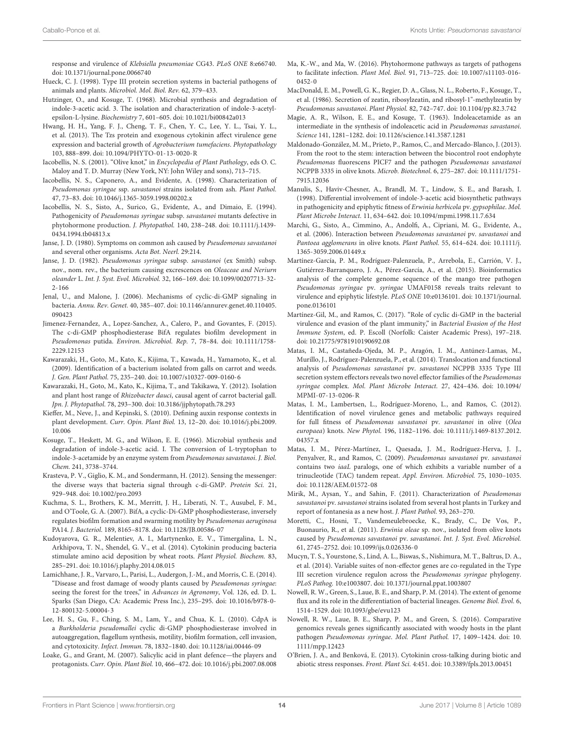response and virulence of *Klebsiella pneumoniae* CG43. *PLoS ONE* 8:e66740. doi: 10.1371/journal.pone.0066740

Hueck, C. J. (1998). Type III protein secretion systems in bacterial pathogens of animals and plants. *Microbiol. Mol. Biol. Rev.* 62, 379–433.

Hutzinger, O., and Kosuge, T. (1968). Microbial synthesis and degradation of indole-3-acetic acid. 3. The isolation and characterization of indole-3-acetyl-epsilon-L-lysine. *Biochemistry* 7, 601–605. doi: 10.1021/bi00842a013

Hwang, H. H., Yang, F. J., Cheng, T. F., Chen, Y. C., Lee, Y. L., Tsai, Y. L., et al. (2013). The Tzs protein and exogenous cytokinin affect virulence gene expression and bacterial growth of *Agrobacterium tumefaciens*. *Phytopathology* 103, 888–899. doi: 10.1094/PHYTO-01-13-0020-R

Iacobellis, N. S. (2001). "Olive knot," in *Encyclopedia of Plant Pathology*, eds O. C. Maloy and T. D. Murray (New York, NY: John Wiley and sons), 713–715.

Iacobellis, N. S., Caponero, A., and Evidente, A. (1998). Characterization of *Pseudomonas syringae* ssp. *savastanoi* strains isolated from ash. *Plant Pathol.* 47, 73–83. doi: 10.1046/j.1365-3059.1998.00202.x

Iacobellis, N. S., Sisto, A., Surico, G., Evidente, A., and Dimaio, E. (1994). Pathogenicity of *Pseudomonas syringae* subsp. *savastanoi* mutants defective in phytohormone production. *J. Phytopathol.* 140, 238–248. doi: 10.1111/j.1439-0434.1994.tb04813.x

Janse, J. D. (1980). Symptoms on common ash caused by *Pseudomonas savastanoi* and several other organisms. *Acta Bot. Neerl.* 29:214.

Janse, J. D. (1982). *Pseudomonas syringae* subsp. *savastanoi* (ex Smith) subsp. nov., nom. rev., the bacterium causing excrescences on *Oleaceae and Neriurn oleander* L. *Int. J. Syst. Evol. Microbiol.* 32, 166–169. doi: 10.1099/00207713-32-2-166

Jenal, U., and Malone, J. (2006). Mechanisms of cyclic-di-GMP signaling in bacteria. *Annu. Rev. Genet.* 40, 385–407. doi: 10.1146/annurev.genet.40.110405.090423

Jimenez-Fernandez, A., Lopez-Sanchez, A., Calero, P., and Govantes, F. (2015). The c-di-GMP phosphodiesterase BifA regulates biofilm development in *Pseudomonas* putida. *Environ. Microbiol. Rep.* 7, 78–84. doi: 10.1111/1758-2229.12153

Kawarazaki, H., Goto, M., Kato, K., Kijima, T., Kawada, H., Yamamoto, K., et al. (2009). Identification of a bacterium isolated from galls on carrot and weeds. *J. Gen. Plant Pathol.* 75, 235–240. doi: 10.1007/s10327-009-0160-6

Kawarazaki, H., Goto, M., Kato, K., Kijima, T., and Takikawa, Y. (2012). Isolation and plant host range of *Rhizobacter dauci*, causal agent of carrot bacterial gall. *Jpn. J. Phytopathol.* 78, 293–300. doi: 10.3186/jjphytopath.78.293

Kieffer, M., Neve, J., and Kepinski, S. (2010). Defining auxin response contexts in plant development. *Curr. Opin. Plant Biol.* 13, 12–20. doi: 10.1016/j.pbi.2009.10.006

Kosuge, T., Heskett, M. G., and Wilson, E. E. (1966). Microbial synthesis and degradation of indole-3-acetic acid. I. The conversion of L-tryptophan to indole-3-acetamide by an enzyme system from *Pseudomonas savastanoi*. *J. Biol. Chem.* 241, 3738–3744.

Krasteva, P. V., Giglio, K. M., and Sondermann, H. (2012). Sensing the messenger: the diverse ways that bacteria signal through c-di-GMP. *Protein Sci.* 21, 929–948. doi: 10.1002/pro.2093

Kuchma, S. L., Brothers, K. M., Merritt, J. H., Liberati, N. T., Ausubel, F. M., and O'Toole, G. A. (2007). BifA, a cyclic-Di-GMP phosphodiesterase, inversely regulates biofilm formation and swarming motility by *Pseudomonas aeruginosa* PA14. *J. Bacteriol.* 189, 8165–8178. doi: 10.1128/JB.00586-07

Kudoyarova, G. R., Melentiev, A. I., Martynenko, E. V., Timergalina, L. N., Arkhipova, T. N., Shendel, G. V., et al. (2014). Cytokinin producing bacteria stimulate amino acid deposition by wheat roots. *Plant Physiol. Biochem.* 83, 285–291. doi: 10.1016/j.plaphy.2014.08.015

Lamichhane, J. R., Varvaro, L., Parisi, L., Audergon, J.-M., and Morris, C. E. (2014). "Disease and frost damage of woody plants caused by *Pseudomonas syringae*: seeing the forest for the trees," in *Advances in Agronomy*, Vol. 126, ed. D. L. Sparks (San Diego, CA: Academic Press Inc.), 235–295. doi: 10.1016/b978-0-12-800132-5.00004-3

Lee, H. S., Gu, F., Ching, S. M., Lam, Y., and Chua, K. L. (2010). CdpA is a *Burkholderia pseudomallei* cyclic di-GMP phosphodiesterase involved in autoaggregation, flagellum synthesis, motility, biofilm formation, cell invasion, and cytotoxicity. *Infect. Immun.* 78, 1832–1840. doi: 10.1128/iai.00446-09

Loake, G., and Grant, M. (2007). Salicylic acid in plant defence—the players and protagonists. *Curr. Opin. Plant Biol.* 10, 466–472. doi: 10.1016/j.pbi.2007.08.008

Ma, K.-W., and Ma, W. (2016). Phytohormone pathways as targets of pathogens to facilitate infection. *Plant Mol. Biol.* 91, 713–725. doi: 10.1007/s11103-016-0452-0

MacDonald, E. M., Powell, G. K., Regier, D. A., Glass, N. L., Roberto, F., Kosuge, T., et al. (1986). Secretion of zeatin, ribosylzeatin, and ribosyl-1''-methylzeatin by *Pseudomonas savastanoi*. *Plant Physiol.* 82, 742–747. doi: 10.1104/pp.82.3.742

Magie, A. R., Wilson, E. E., and Kosuge, T. (1963). Indoleacetamide as an intermediate in the synthesis of indoleacetic acid in *Pseudomonas savastanoi*. *Science* 141, 1281–1282. doi: 10.1126/science.141.3587.1281

Maldonado-González, M. M., Prieto, P., Ramos, C., and Mercado-Blanco, J. (2013). From the root to the stem: interaction between the biocontrol root endophyte *Pseudomonas* fluorescens PICF7 and the pathogen *Pseudomonas savastanoi* NCPPB 3335 in olive knots. *Microb. Biotechnol.* 6, 275–287. doi: 10.1111/1751-7915.12036

Manulis, S., Haviv-Chesner, A., Brandl, M. T., Lindow, S. E., and Barash, I. (1998). Differential involvement of indole-3-acetic acid biosynthetic pathways in pathogenicity and epiphytic fitness of *Erwinia herbicola* pv. *gypsophilae*. *Mol. Plant Microbe Interact.* 11, 634–642. doi: 10.1094/mpmi.1998.11.7.634

Marchi, G., Sisto, A., Cimmino, A., Andolfi, A., Cipriani, M. G., Evidente, A., et al. (2006). Interaction between *Pseudomonas savastanoi* pv. *savastanoi* and *Pantoea agglomerans* in olive knots. *Plant Pathol.* 55, 614–624. doi: 10.1111/j.1365-3059.2006.01449.x

Martínez-García, P. M., Rodríguez-Palenzuela, P., Arrebola, E., Carrión, V. J., Gutiérrez-Barranquero, J. A., Pérez-García, A., et al. (2015). Bioinformatics analysis of the complete genome sequence of the mango tree pathogen *Pseudomonas syringae* pv. *syringae* UMAF0158 reveals traits relevant to virulence and epiphytic lifestyle. *PLoS ONE* 10:e0136101. doi: 10.1371/journal.pone.0136101

Martínez-Gil, M., and Ramos, C. (2017). "Role of cyclic di-GMP in the bacterial virulence and evasion of the plant immunity," in *Bacterial Evasion of the Host Immune System*, ed. P. Escoll (Norfolk: Caister Academic Press), 197–218. doi: 10.21775/9781910190692.08

Matas, I. M., Castañeda-Ojeda, M. P., Aragón, I. M., Antúnez-Lamas, M., Murillo, J., Rodríguez-Palenzuela, P., et al. (2014). Translocation and functional analysis of *Pseudomonas savastanoi* pv. *savastanoi* NCPPB 3335 Type III secretion system effectors reveals two novel effector families of the *Pseudomonas syringae* complex. *Mol. Plant Microbe Interact.* 27, 424–436. doi: 10.1094/MPMI-07-13-0206-R

Matas, I. M., Lambertsen, L., Rodríguez-Moreno, L., and Ramos, C. (2012). Identification of novel virulence genes and metabolic pathways required for full fitness of *Pseudomonas savastanoi* pv. *savastanoi* in olive (*Olea europaea*) knots. *New Phytol.* 196, 1182–1196. doi: 10.1111/j.1469-8137.2012.04357.x

Matas, I. M., Pérez-Martínez, I., Quesada, J. M., Rodríguez-Herva, J. J., Penyalver, R., and Ramos, C. (2009). *Pseudomonas savastanoi* pv. *savastanoi* contains two *iaaL* paralogs, one of which exhibits a variable number of a trinucleotide (TAC) tandem repeat. *Appl. Environ. Microbiol.* 75, 1030–1035. doi: 10.1128/AEM.01572-08

Mirik, M., Aysan, Y., and Sahin, F. (2011). Characterization of *Pseudomonas savastanoi* pv. *savastanoi* strains isolated from several host plants in Turkey and report of fontanesia as a new host. *J. Plant Pathol.* 93, 263–270.

Moretti, C., Hosni, T., Vandemeulebroecke, K., Brady, C., De Vos, P., Buonaurio, R., et al. (2011). *Erwinia oleae* sp. nov., isolated from olive knots caused by *Pseudomonas savastanoi* pv. *savastanoi*. *Int. J. Syst. Evol. Microbiol.* 61, 2745–2752. doi: 10.1099/ijs.0.026336-0

Mucyn, T. S., Yourstone, S., Lind, A. L., Biswas, S., Nishimura, M. T., Baltrus, D. A., et al. (2014). Variable suites of non-effector genes are co-regulated in the Type III secretion virulence regulon across the *Pseudomonas syringae* phylogeny. *PLoS Pathog.* 10:e1003807. doi: 10.1371/journal.ppat.1003807

Nowell, R. W., Green, S., Laue, B. E., and Sharp, P. M. (2014). The extent of genome flux and its role in the differentiation of bacterial lineages. *Genome Biol. Evol.* 6, 1514–1529. doi: 10.1093/gbe/evu123

Nowell, R. W., Laue, B. E., Sharp, P. M., and Green, S. (2016). Comparative genomics reveals genes significantly associated with woody hosts in the plant pathogen *Pseudomonas syringae*. *Mol. Plant Pathol.* 17, 1409–1424. doi: 10.1111/mpp.12423

O'Brien, J. A., and Benková, E. (2013). Cytokinin cross-talking during biotic and abiotic stress responses. *Front. Plant Sci.* 4:451. doi: 10.3389/fpls.2013.00451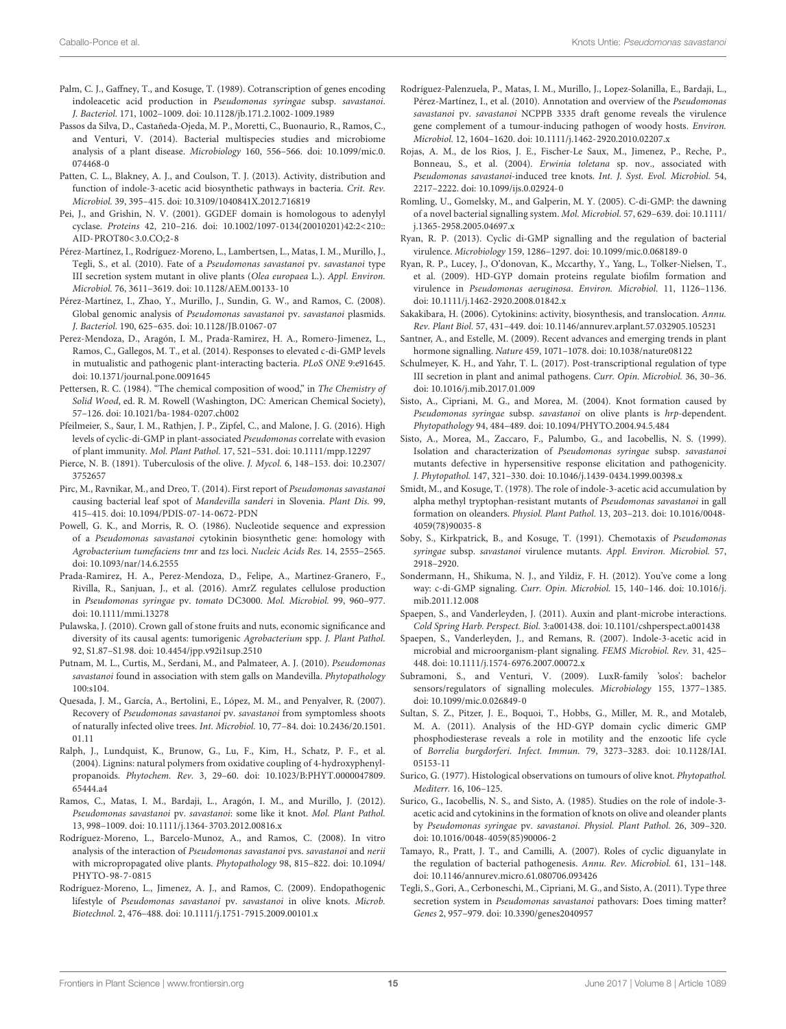Palm, C. J., Gaffney, T., and Kosuge, T. (1989). Cotranscription of genes encoding indoleacetic acid production in *Pseudomonas syringae* subsp. *savastanoi*. *J. Bacteriol.* 171, 1002–1009. doi: 10.1128/jb.171.2.1002-1009.1989

Passos da Silva, D., Castañeda-Ojeda, M. P., Moretti, C., Buonaurio, R., Ramos, C., and Venturi, V. (2014). Bacterial multispecies studies and microbiome analysis of a plant disease. *Microbiology* 160, 556–566. doi: 10.1099/mic.0.074468-0

Patten, C. L., Blakney, A. J., and Coulson, T. J. (2013). Activity, distribution and function of indole-3-acetic acid biosynthetic pathways in bacteria. *Crit. Rev. Microbiol.* 39, 395–415. doi: 10.3109/1040841X.2012.716819

Pei, J., and Grishin, N. V. (2001). GGDEF domain is homologous to adenylyl cyclase. *Proteins* 42, 210–216. doi: 10.1002/1097-0134(20010201)42:2<210::AID-PROT80<3.0.CO;2-8

Pérez-Martínez, I., Rodríguez-Moreno, L., Lambertsen, L., Matas, I. M., Murillo, J., Tegli, S., et al. (2010). Fate of a *Pseudomonas savastanoi* pv. *savastanoi* type III secretion system mutant in olive plants (*Olea europaea* L.). *Appl. Environ. Microbiol.* 76, 3611–3619. doi: 10.1128/AEM.00133-10

Pérez-Martínez, I., Zhao, Y., Murillo, J., Sundin, G. W., and Ramos, C. (2008). Global genomic analysis of *Pseudomonas savastanoi* pv. *savastanoi* plasmids. *J. Bacteriol.* 190, 625–635. doi: 10.1128/JB.01067-07

Perez-Mendoza, D., Aragón, I. M., Prada-Ramirez, H. A., Romero-Jimenez, L., Ramos, C., Gallegos, M. T., et al. (2014). Responses to elevated c-di-GMP levels in mutualistic and pathogenic plant-interacting bacteria. *PLoS ONE* 9:e91645. doi: 10.1371/journal.pone.0091645

Pettersen, R. C. (1984). "The chemical composition of wood," in *The Chemistry of Solid Wood*, ed. R. M. Rowell (Washington, DC: American Chemical Society), 57–126. doi: 10.1021/ba-1984-0207.ch002

Pfeilmeier, S., Saur, I. M., Rathjen, J. P., Zipfel, C., and Malone, J. G. (2016). High levels of cyclic-di-GMP in plant-associated *Pseudomonas* correlate with evasion of plant immunity. *Mol. Plant Pathol.* 17, 521–531. doi: 10.1111/mpp.12297

Pierce, N. B. (1891). Tuberculosis of the olive. *J. Mycol.* 6, 148–153. doi: 10.2307/3752657

Pirc, M., Ravnikar, M., and Dreo, T. (2014). First report of *Pseudomonas savastanoi* causing bacterial leaf spot of *Mandevilla sanderi* in Slovenia. *Plant Dis.* 99, 415–415. doi: 10.1094/PDIS-07-14-0672-PDN

Powell, G. K., and Morris, R. O. (1986). Nucleotide sequence and expression of a *Pseudomonas savastanoi* cytokinin biosynthetic gene: homology with *Agrobacterium tumefaciens tmr* and *tzs* loci. *Nucleic Acids Res.* 14, 2555–2565. doi: 10.1093/nar/14.6.2555

Prada-Ramirez, H. A., Perez-Mendoza, D., Felipe, A., Martinez-Granero, F., Rivilla, R., Sanjuan, J., et al. (2016). AmrZ regulates cellulose production in *Pseudomonas syringae* pv. *tomato* DC3000. *Mol. Microbiol.* 99, 960–977. doi: 10.1111/mmi.13278

Pulawska, J. (2010). Crown gall of stone fruits and nuts, economic significance and diversity of its causal agents: tumorigenic *Agrobacterium* spp. *J. Plant Pathol.* 92, S1.87–S1.98. doi: 10.4454/jpp.v92i1sup.2510

Putnam, M. L., Curtis, M., Serdani, M., and Palmateer, A. J. (2010). *Pseudomonas savastanoi* found in association with stem galls on Mandevilla. *Phytopathology* 100:s104.

Quesada, J. M., García, A., Bertolini, E., López, M. M., and Penyalver, R. (2007). Recovery of *Pseudomonas savastanoi* pv. *savastanoi* from symptomless shoots of naturally infected olive trees. *Int. Microbiol.* 10, 77–84. doi: 10.2436/20.1501.01.11

Ralph, J., Lundquist, K., Brunow, G., Lu, F., Kim, H., Schatz, P. F., et al. (2004). Lignins: natural polymers from oxidative coupling of 4-hydroxyphenylpropanoids. *Phytochem. Rev.* 3, 29–60. doi: 10.1023/B:PHYT.0000047809.65444.a4

Ramos, C., Matas, I. M., Bardaji, L., Aragón, I. M., and Murillo, J. (2012). *Pseudomonas savastanoi* pv. *savastanoi*: some like it knot. *Mol. Plant Pathol.* 13, 998–1009. doi: 10.1111/j.1364-3703.2012.00816.x

Rodríguez-Moreno, L., Barcelo-Munoz, A., and Ramos, C. (2008). In vitro analysis of the interaction of *Pseudomonas savastanoi* pvs. *savastanoi* and *nerii* with micropropagated olive plants. *Phytopathology* 98, 815–822. doi: 10.1094/PHYTO-98-7-0815

Rodríguez-Moreno, L., Jimenez, A. J., and Ramos, C. (2009). Endopathogenic lifestyle of *Pseudomonas savastanoi* pv. *savastanoi* in olive knots. *Microb. Biotechnol.* 2, 476–488. doi: 10.1111/j.1751-7915.2009.00101.x

Rodríguez-Palenzuela, P., Matas, I. M., Murillo, J., Lopez-Solanilla, E., Bardaji, L., Pérez-Martínez, I., et al. (2010). Annotation and overview of the *Pseudomonas savastanoi* pv. *savastanoi* NCPPB 3335 draft genome reveals the virulence gene complement of a tumour-inducing pathogen of woody hosts. *Environ. Microbiol.* 12, 1604–1620. doi: 10.1111/j.1462-2920.2010.02207.x

Rojas, A. M., de los Rios, J. E., Fischer-Le Saux, M., Jimenez, P., Reche, P., Bonneau, S., et al. (2004). *Erwinia toletana* sp. nov., associated with *Pseudomonas savastanoi*-induced tree knots. *Int. J. Syst. Evol. Microbiol.* 54, 2217–2222. doi: 10.1099/ijs.0.02924-0

Romling, U., Gomelsky, M., and Galperin, M. Y. (2005). C-di-GMP: the dawning of a novel bacterial signalling system. *Mol. Microbiol.* 57, 629–639. doi: 10.1111/j.1365-2958.2005.04697.x

Ryan, R. P. (2013). Cyclic di-GMP signalling and the regulation of bacterial virulence. *Microbiology* 159, 1286–1297. doi: 10.1099/mic.0.068189-0

Ryan, R. P., Lucey, J., O'donovan, K., Mccarthy, Y., Yang, L., Tolker-Nielsen, T., et al. (2009). HD-GYP domain proteins regulate biofilm formation and virulence in *Pseudomonas aeruginosa*. *Environ. Microbiol.* 11, 1126–1136. doi: 10.1111/j.1462-2920.2008.01842.x

Sakakibara, H. (2006). Cytokinins: activity, biosynthesis, and translocation. *Annu. Rev. Plant Biol.* 57, 431–449. doi: 10.1146/annurev.arplant.57.032905.105231

Santner, A., and Estelle, M. (2009). Recent advances and emerging trends in plant hormone signalling. *Nature* 459, 1071–1078. doi: 10.1038/nature08122

Schulmeyer, K. H., and Yahr, T. L. (2017). Post-transcriptional regulation of type III secretion in plant and animal pathogens. *Curr. Opin. Microbiol.* 36, 30–36. doi: 10.1016/j.mib.2017.01.009

Sisto, A., Cipriani, M. G., and Morea, M. (2004). Knot formation caused by *Pseudomonas syringae* subsp. *savastanoi* on olive plants is *hrp*-dependent. *Phytopathology* 94, 484–489. doi: 10.1094/PHYTO.2004.94.5.484

Sisto, A., Morea, M., Zaccaro, F., Palumbo, G., and Iacobellis, N. S. (1999). Isolation and characterization of *Pseudomonas syringae* subsp. *savastanoi* mutants defective in hypersensitive response elicitation and pathogenicity. *J. Phytopathol.* 147, 321–330. doi: 10.1046/j.1439-0434.1999.00398.x

Smidt, M., and Kosuge, T. (1978). The role of indole-3-acetic acid accumulation by alpha methyl tryptophan-resistant mutants of *Pseudomonas savastanoi* in gall formation on oleanders. *Physiol. Plant Pathol.* 13, 203–213. doi: 10.1016/0048-4059(78)90035-8

Soby, S., Kirkpatrick, B., and Kosuge, T. (1991). Chemotaxis of *Pseudomonas syringae* subsp. *savastanoi* virulence mutants. *Appl. Environ. Microbiol.* 57, 2918–2920.

Sondermann, H., Shikuma, N. J., and Yildiz, F. H. (2012). You've come a long way: c-di-GMP signaling. *Curr. Opin. Microbiol.* 15, 140–146. doi: 10.1016/j.mib.2011.12.008

Spaepen, S., and Vanderleyden, J. (2011). Auxin and plant-microbe interactions. *Cold Spring Harb. Perspect. Biol.* 3:a001438. doi: 10.1101/cshperspect.a001438

Spaepen, S., Vanderleyden, J., and Remans, R. (2007). Indole-3-acetic acid in microbial and microorganism-plant signaling. *FEMS Microbiol. Rev.* 31, 425–448. doi: 10.1111/j.1574-6976.2007.00072.x

Subramoni, S., and Venturi, V. (2009). LuxR-family 'solos': bachelor sensors/regulators of signalling molecules. *Microbiology* 155, 1377–1385. doi: 10.1099/mic.0.026849-0

Sultan, S. Z., Pitzer, J. E., Boquoi, T., Hobbs, G., Miller, M. R., and Motaleb, M. A. (2011). Analysis of the HD-GYP domain cyclic dimeric GMP phosphodiesterase reveals a role in motility and the enzootic life cycle of *Borrelia burgdorferi*. *Infect. Immun.* 79, 3273–3283. doi: 10.1128/IAI.05153-11

Surico, G. (1977). Histological observations on tumours of olive knot. *Phytopathol. Mediterr.* 16, 106–125.

Surico, G., Iacobellis, N. S., and Sisto, A. (1985). Studies on the role of indole-3-acetic acid and cytokinins in the formation of knots on olive and oleander plants by *Pseudomonas syringae* pv. *savastanoi*. *Physiol. Plant Pathol.* 26, 309–320. doi: 10.1016/0048-4059(85)90006-2

Tamayo, R., Pratt, J. T., and Camilli, A. (2007). Roles of cyclic diguanylate in the regulation of bacterial pathogenesis. *Annu. Rev. Microbiol.* 61, 131–148. doi: 10.1146/annurev.micro.61.080706.093426

Tegli, S., Gori, A., Cerboneschi, M., Cipriani, M. G., and Sisto, A. (2011). Type three secretion system in *Pseudomonas savastanoi* pathovars: Does timing matter? *Genes* 2, 957–979. doi: 10.3390/genes2040957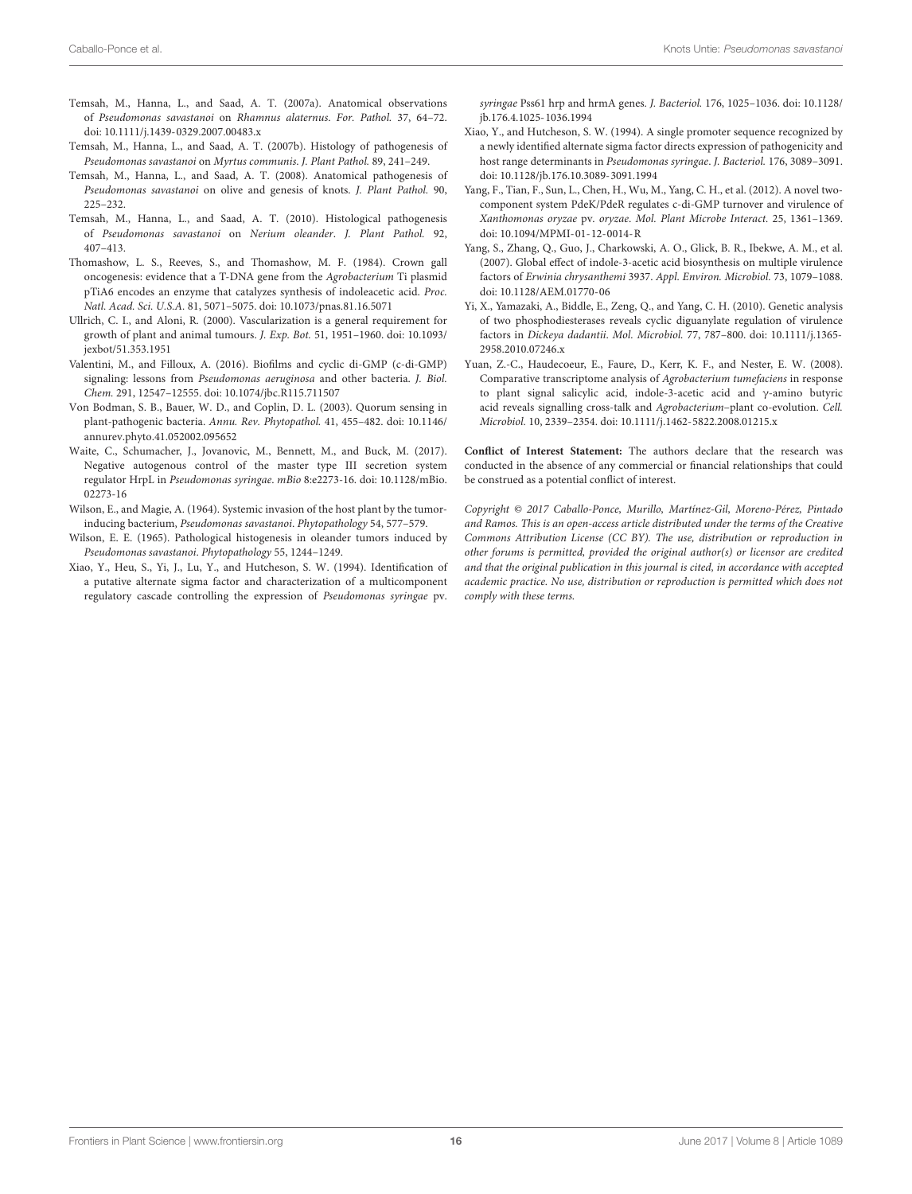Temsah, M., Hanna, L., and Saad, A. T. (2007a). Anatomical observations of *Pseudomonas savastanoi* on *Rhamnus alaternus*. *For. Pathol.* 37, 64–72. doi: 10.1111/j.1439-0329.2007.00483.x

Temsah, M., Hanna, L., and Saad, A. T. (2007b). Histology of pathogenesis of *Pseudomonas savastanoi* on *Myrtus communis*. *J. Plant Pathol.* 89, 241–249.

Temsah, M., Hanna, L., and Saad, A. T. (2008). Anatomical pathogenesis of *Pseudomonas savastanoi* on olive and genesis of knots. *J. Plant Pathol.* 90, 225–232.

Temsah, M., Hanna, L., and Saad, A. T. (2010). Histological pathogenesis of *Pseudomonas savastanoi* on *Nerium oleander*. *J. Plant Pathol.* 92, 407–413.

Thomashow, L. S., Reeves, S., and Thomashow, M. F. (1984). Crown gall oncogenesis: evidence that a T-DNA gene from the *Agrobacterium* Ti plasmid pTiA6 encodes an enzyme that catalyzes synthesis of indoleacetic acid. *Proc. Natl. Acad. Sci. U.S.A.* 81, 5071–5075. doi: 10.1073/pnas.81.16.5071

Ullrich, C. I., and Aloni, R. (2000). Vascularization is a general requirement for growth of plant and animal tumours. *J. Exp. Bot.* 51, 1951–1960. doi: 10.1093/jexbot/51.353.1951

Valentini, M., and Filloux, A. (2016). Biofilms and cyclic di-GMP (c-di-GMP) signaling: lessons from *Pseudomonas aeruginosa* and other bacteria. *J. Biol. Chem.* 291, 12547–12555. doi: 10.1074/jbc.R115.711507

Von Bodman, S. B., Bauer, W. D., and Coplin, D. L. (2003). Quorum sensing in plant-pathogenic bacteria. *Annu. Rev. Phytopathol.* 41, 455–482. doi: 10.1146/annurev.phyto.41.052002.095652

Waite, C., Schumacher, J., Jovanovic, M., Bennett, M., and Buck, M. (2017). Negative autogenous control of the master type III secretion system regulator HrpL in *Pseudomonas syringae*. *mBio* 8:e2273-16. doi: 10.1128/mBio.02273-16

Wilson, E., and Magie, A. (1964). Systemic invasion of the host plant by the tumor-inducing bacterium, *Pseudomonas savastanoi*. *Phytopathology* 54, 577–579.

Wilson, E. E. (1965). Pathological histogenesis in oleander tumors induced by *Pseudomonas savastanoi*. *Phytopathology* 55, 1244–1249.

Xiao, Y., Heu, S., Yi, J., Lu, Y., and Hutcheson, S. W. (1994). Identification of a putative alternate sigma factor and characterization of a multicomponent regulatory cascade controlling the expression of *Pseudomonas syringae* pv. *syringae* Pss61 hrp and hrmA genes. *J. Bacteriol.* 176, 1025–1036. doi: 10.1128/jb.176.4.1025-1036.1994

Xiao, Y., and Hutcheson, S. W. (1994). A single promoter sequence recognized by a newly identified alternate sigma factor directs expression of pathogenicity and host range determinants in *Pseudomonas syringae*. *J. Bacteriol.* 176, 3089–3091. doi: 10.1128/jb.176.10.3089-3091.1994

Yang, F., Tian, F., Sun, L., Chen, H., Wu, M., Yang, C. H., et al. (2012). A novel two-component system PdeK/PdeR regulates c-di-GMP turnover and virulence of *Xanthomonas oryzae* pv. *oryzae*. *Mol. Plant Microbe Interact.* 25, 1361–1369. doi: 10.1094/MPMI-01-12-0014-R

Yang, S., Zhang, Q., Guo, J., Charkowski, A. O., Glick, B. R., Ibekwe, A. M., et al. (2007). Global effect of indole-3-acetic acid biosynthesis on multiple virulence factors of *Erwinia chrysanthemi* 3937. *Appl. Environ. Microbiol.* 73, 1079–1088. doi: 10.1128/AEM.01770-06

Yi, X., Yamazaki, A., Biddle, E., Zeng, Q., and Yang, C. H. (2010). Genetic analysis of two phosphodiesterases reveals cyclic diguanylate regulation of virulence factors in *Dickeya dadantii*. *Mol. Microbiol.* 77, 787–800. doi: 10.1111/j.1365-2958.2010.07246.x

Yuan, Z.-C., Haudecoeur, E., Faure, D., Kerr, K. F., and Nester, E. W. (2008). Comparative transcriptome analysis of *Agrobacterium tumefaciens* in response to plant signal salicylic acid, indole-3-acetic acid and γ-amino butyric acid reveals signalling cross-talk and *Agrobacterium*–plant co-evolution. *Cell. Microbiol.* 10, 2339–2354. doi: 10.1111/j.1462-5822.2008.01215.x

**Conflict of Interest Statement:** The authors declare that the research was conducted in the absence of any commercial or financial relationships that could be construed as a potential conflict of interest.

*Copyright © 2017 Caballo-Ponce, Murillo, Martínez-Gil, Moreno-Pérez, Pintado and Ramos. This is an open-access article distributed under the terms of the Creative Commons Attribution License (CC BY). The use, distribution or reproduction in other forums is permitted, provided the original author(s) or licensor are credited and that the original publication in this journal is cited, in accordance with accepted academic practice. No use, distribution or reproduction is permitted which does not comply with these terms.*